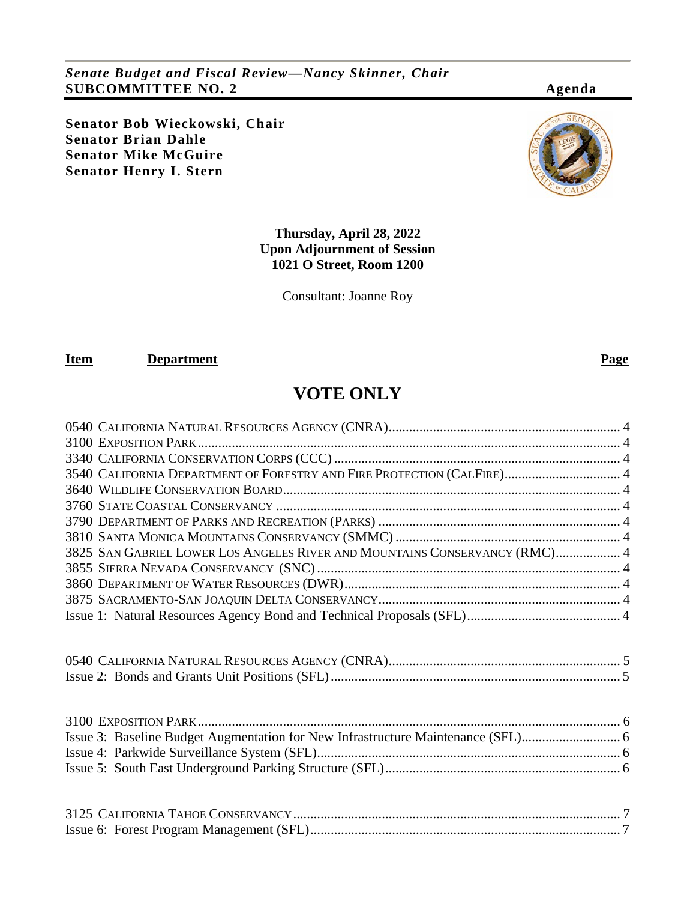*Senate Budget and Fiscal Review—Nancy Skinner, Chair*
**SUBCOMMITTEE NO. 2** **Agenda**

**Senator Bob Wieckowski, Chair**
**Senator Brian Dahle**
**Senator Mike McGuire**
**Senator Henry I. Stern**

**Thursday, April 28, 2022**
**Upon Adjournment of Session**
**1021 O Street, Room 1200**

Consultant: Joanne Roy

| **Item** | **Department** | **Page** |
|---|---|---|

# VOTE ONLY

0540 California Natural Resources Agency (CNRA) .................... 4
3100 Exposition Park .................... 4
3340 California Conservation Corps (CCC) .................... 4
3540 California Department of Forestry and Fire Protection (CalFire) .................... 4
3640 Wildlife Conservation Board .................... 4
3760 State Coastal Conservancy .................... 4
3790 Department of Parks and Recreation (Parks) .................... 4
3810 Santa Monica Mountains Conservancy (SMMC) .................... 4
3825 San Gabriel Lower Los Angeles River and Mountains Conservancy (RMC) .................... 4
3855 Sierra Nevada Conservancy (SNC) .................... 4
3860 Department of Water Resources (DWR) .................... 4
3875 Sacramento-San Joaquin Delta Conservancy .................... 4
Issue 1: Natural Resources Agency Bond and Technical Proposals (SFL) .................... 4

0540 California Natural Resources Agency (CNRA) .................... 5
Issue 2: Bonds and Grants Unit Positions (SFL) .................... 5

3100 Exposition Park .................... 6
Issue 3: Baseline Budget Augmentation for New Infrastructure Maintenance (SFL) .................... 6
Issue 4: Parkwide Surveillance System (SFL) .................... 6
Issue 5: South East Underground Parking Structure (SFL) .................... 6

3125 California Tahoe Conservancy .................... 7
Issue 6: Forest Program Management (SFL) .................... 7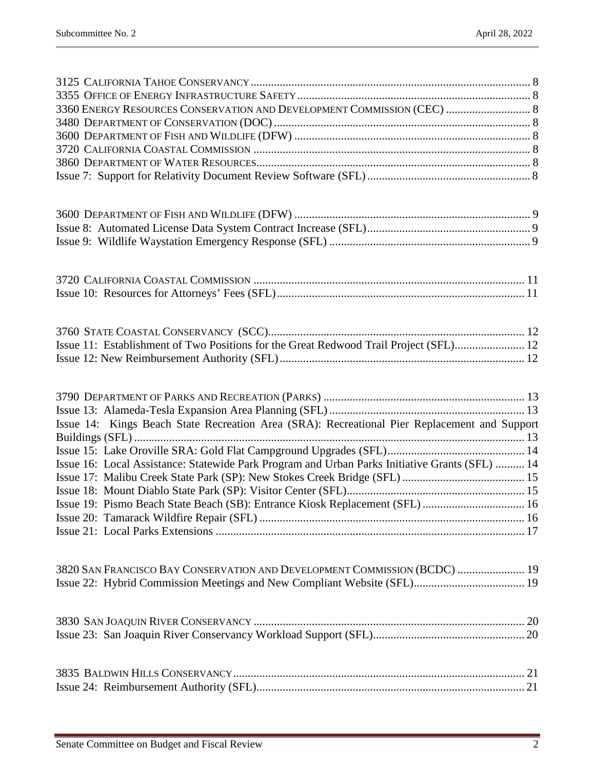3125 CALIFORNIA TAHOE CONSERVANCY ... 8
3355 OFFICE OF ENERGY INFRASTRUCTURE SAFETY ... 8
3360 ENERGY RESOURCES CONSERVATION AND DEVELOPMENT COMMISSION (CEC) ... 8
3480 DEPARTMENT OF CONSERVATION (DOC) ... 8
3600 DEPARTMENT OF FISH AND WILDLIFE (DFW) ... 8
3720 CALIFORNIA COASTAL COMMISSION ... 8
3860 DEPARTMENT OF WATER RESOURCES ... 8
Issue 7: Support for Relativity Document Review Software (SFL) ... 8

3600 DEPARTMENT OF FISH AND WILDLIFE (DFW) ... 9
Issue 8: Automated License Data System Contract Increase (SFL) ... 9
Issue 9: Wildlife Waystation Emergency Response (SFL) ... 9

3720 CALIFORNIA COASTAL COMMISSION ... 11
Issue 10: Resources for Attorneys' Fees (SFL) ... 11

3760 STATE COASTAL CONSERVANCY (SCC) ... 12
Issue 11: Establishment of Two Positions for the Great Redwood Trail Project (SFL) ... 12
Issue 12: New Reimbursement Authority (SFL) ... 12

3790 DEPARTMENT OF PARKS AND RECREATION (PARKS) ... 13
Issue 13: Alameda-Tesla Expansion Area Planning (SFL) ... 13
Issue 14: Kings Beach State Recreation Area (SRA): Recreational Pier Replacement and Support Buildings (SFL) ... 13
Issue 15: Lake Oroville SRA: Gold Flat Campground Upgrades (SFL) ... 14
Issue 16: Local Assistance: Statewide Park Program and Urban Parks Initiative Grants (SFL) ... 14
Issue 17: Malibu Creek State Park (SP): New Stokes Creek Bridge (SFL) ... 15
Issue 18: Mount Diablo State Park (SP): Visitor Center (SFL) ... 15
Issue 19: Pismo Beach State Beach (SB): Entrance Kiosk Replacement (SFL) ... 16
Issue 20: Tamarack Wildfire Repair (SFL) ... 16
Issue 21: Local Parks Extensions ... 17

3820 SAN FRANCISCO BAY CONSERVATION AND DEVELOPMENT COMMISSION (BCDC) ... 19
Issue 22: Hybrid Commission Meetings and New Compliant Website (SFL) ... 19

3830 SAN JOAQUIN RIVER CONSERVANCY ... 20
Issue 23: San Joaquin River Conservancy Workload Support (SFL) ... 20

3835 BALDWIN HILLS CONSERVANCY ... 21
Issue 24: Reimbursement Authority (SFL) ... 21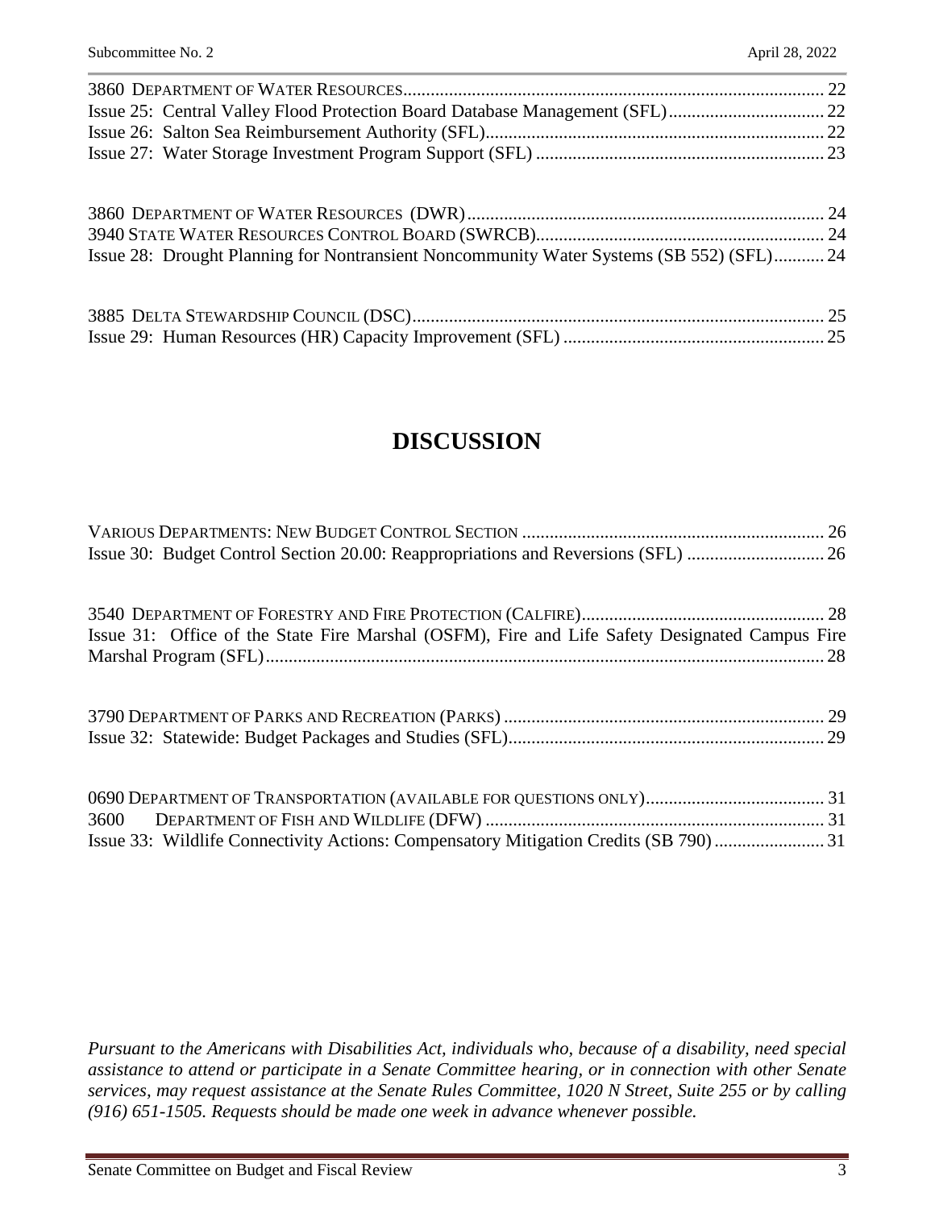3860 DEPARTMENT OF WATER RESOURCES ........ 22
Issue 25: Central Valley Flood Protection Board Database Management (SFL) ........ 22
Issue 26: Salton Sea Reimbursement Authority (SFL) ........ 22
Issue 27: Water Storage Investment Program Support (SFL) ........ 23

3860 DEPARTMENT OF WATER RESOURCES (DWR) ........ 24
3940 STATE WATER RESOURCES CONTROL BOARD (SWRCB) ........ 24
Issue 28: Drought Planning for Nontransient Noncommunity Water Systems (SB 552) (SFL) ........ 24

3885 DELTA STEWARDSHIP COUNCIL (DSC) ........ 25
Issue 29: Human Resources (HR) Capacity Improvement (SFL) ........ 25

# DISCUSSION

VARIOUS DEPARTMENTS: NEW BUDGET CONTROL SECTION ........ 26
Issue 30: Budget Control Section 20.00: Reappropriations and Reversions (SFL) ........ 26

3540 DEPARTMENT OF FORESTRY AND FIRE PROTECTION (CALFIRE) ........ 28
Issue 31: Office of the State Fire Marshal (OSFM), Fire and Life Safety Designated Campus Fire Marshal Program (SFL) ........ 28

3790 DEPARTMENT OF PARKS AND RECREATION (PARKS) ........ 29
Issue 32: Statewide: Budget Packages and Studies (SFL) ........ 29

0690 DEPARTMENT OF TRANSPORTATION (AVAILABLE FOR QUESTIONS ONLY) ........ 31
3600 DEPARTMENT OF FISH AND WILDLIFE (DFW) ........ 31
Issue 33: Wildlife Connectivity Actions: Compensatory Mitigation Credits (SB 790) ........ 31

*Pursuant to the Americans with Disabilities Act, individuals who, because of a disability, need special assistance to attend or participate in a Senate Committee hearing, or in connection with other Senate services, may request assistance at the Senate Rules Committee, 1020 N Street, Suite 255 or by calling (916) 651-1505. Requests should be made one week in advance whenever possible.*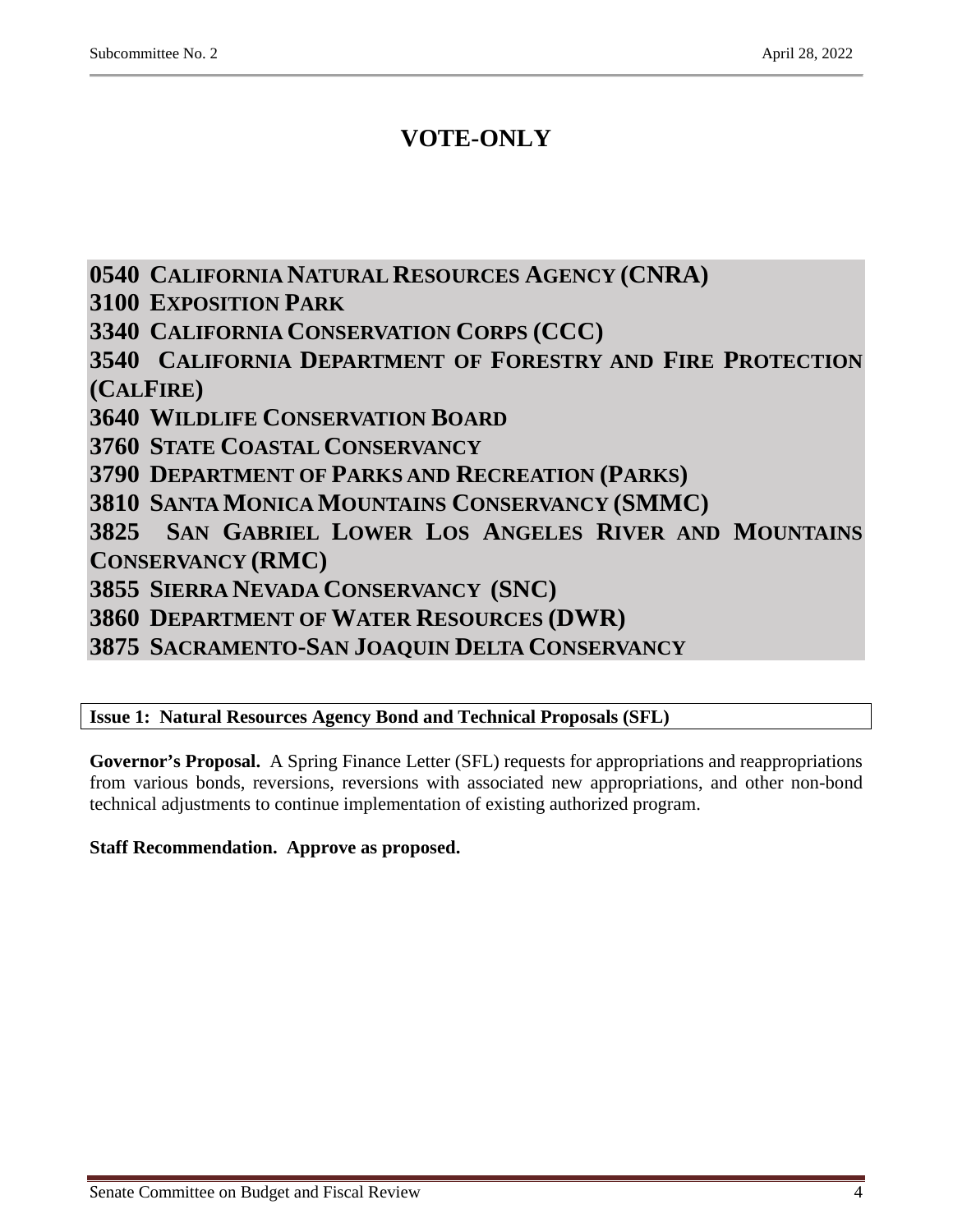# VOTE-ONLY

**0540 CALIFORNIA NATURAL RESOURCES AGENCY (CNRA)**
**3100 EXPOSITION PARK**
**3340 CALIFORNIA CONSERVATION CORPS (CCC)**
**3540 CALIFORNIA DEPARTMENT OF FORESTRY AND FIRE PROTECTION (CALFIRE)**
**3640 WILDLIFE CONSERVATION BOARD**
**3760 STATE COASTAL CONSERVANCY**
**3790 DEPARTMENT OF PARKS AND RECREATION (PARKS)**
**3810 SANTA MONICA MOUNTAINS CONSERVANCY (SMMC)**
**3825 SAN GABRIEL LOWER LOS ANGELES RIVER AND MOUNTAINS CONSERVANCY (RMC)**
**3855 SIERRA NEVADA CONSERVANCY (SNC)**
**3860 DEPARTMENT OF WATER RESOURCES (DWR)**
**3875 SACRAMENTO-SAN JOAQUIN DELTA CONSERVANCY**

**Issue 1: Natural Resources Agency Bond and Technical Proposals (SFL)**

**Governor's Proposal.** A Spring Finance Letter (SFL) requests for appropriations and reappropriations from various bonds, reversions, reversions with associated new appropriations, and other non-bond technical adjustments to continue implementation of existing authorized program.

**Staff Recommendation. Approve as proposed.**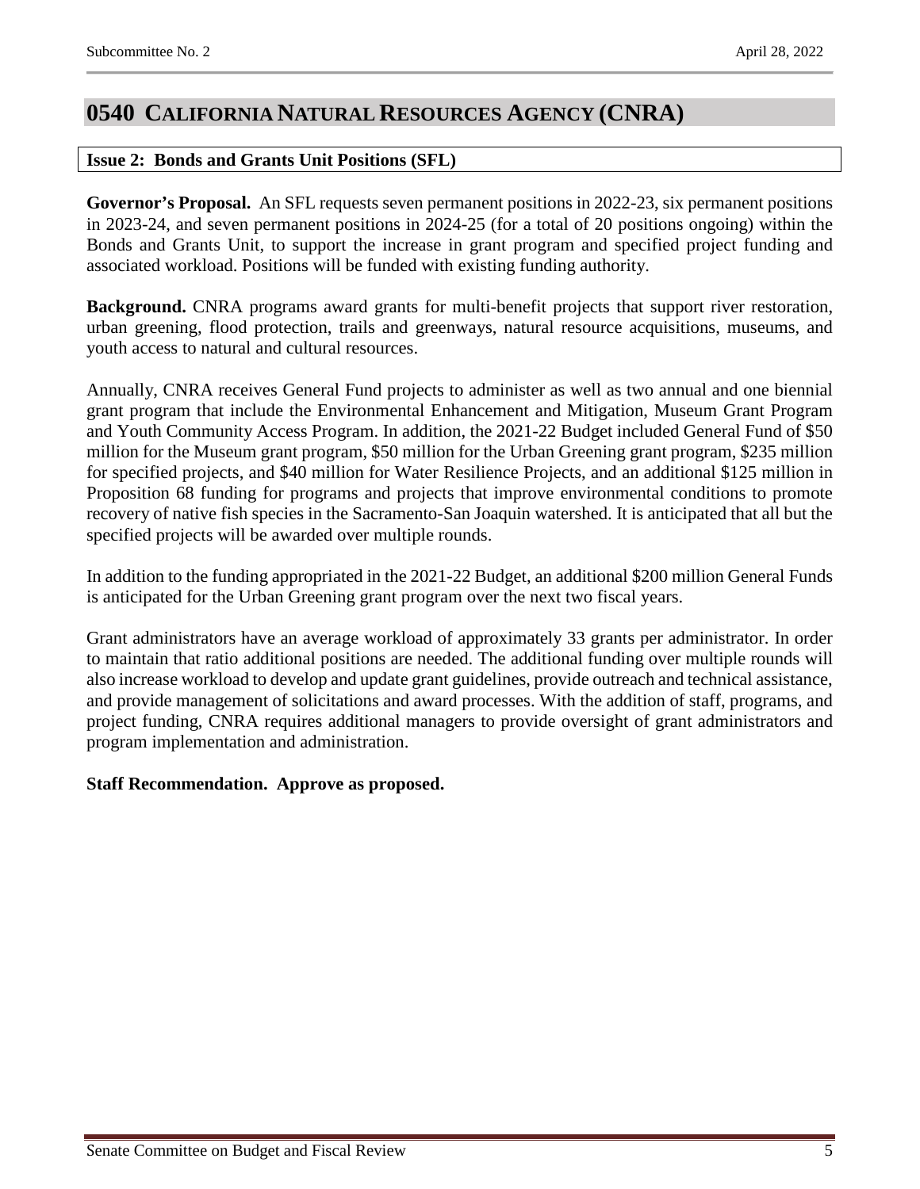# 0540 California Natural Resources Agency (CNRA)

## Issue 2: Bonds and Grants Unit Positions (SFL)

**Governor's Proposal.** An SFL requests seven permanent positions in 2022-23, six permanent positions in 2023-24, and seven permanent positions in 2024-25 (for a total of 20 positions ongoing) within the Bonds and Grants Unit, to support the increase in grant program and specified project funding and associated workload. Positions will be funded with existing funding authority.

**Background.** CNRA programs award grants for multi-benefit projects that support river restoration, urban greening, flood protection, trails and greenways, natural resource acquisitions, museums, and youth access to natural and cultural resources.

Annually, CNRA receives General Fund projects to administer as well as two annual and one biennial grant program that include the Environmental Enhancement and Mitigation, Museum Grant Program and Youth Community Access Program. In addition, the 2021-22 Budget included General Fund of $50 million for the Museum grant program, $50 million for the Urban Greening grant program, $235 million for specified projects, and $40 million for Water Resilience Projects, and an additional $125 million in Proposition 68 funding for programs and projects that improve environmental conditions to promote recovery of native fish species in the Sacramento-San Joaquin watershed. It is anticipated that all but the specified projects will be awarded over multiple rounds.

In addition to the funding appropriated in the 2021-22 Budget, an additional $200 million General Funds is anticipated for the Urban Greening grant program over the next two fiscal years.

Grant administrators have an average workload of approximately 33 grants per administrator. In order to maintain that ratio additional positions are needed. The additional funding over multiple rounds will also increase workload to develop and update grant guidelines, provide outreach and technical assistance, and provide management of solicitations and award processes. With the addition of staff, programs, and project funding, CNRA requires additional managers to provide oversight of grant administrators and program implementation and administration.

**Staff Recommendation. Approve as proposed.**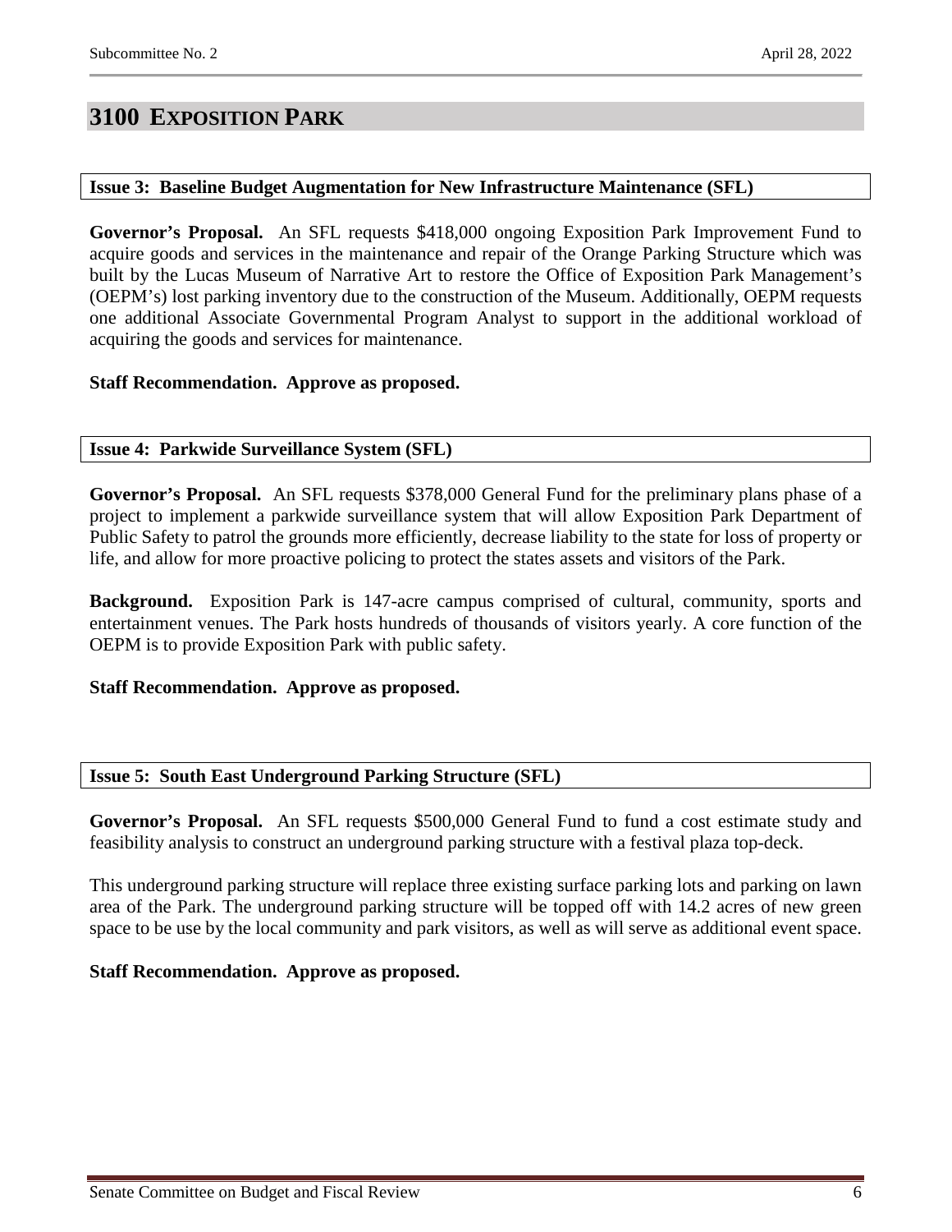# 3100 Exposition Park

### Issue 3: Baseline Budget Augmentation for New Infrastructure Maintenance (SFL)

**Governor's Proposal.** An SFL requests $418,000 ongoing Exposition Park Improvement Fund to acquire goods and services in the maintenance and repair of the Orange Parking Structure which was built by the Lucas Museum of Narrative Art to restore the Office of Exposition Park Management's (OEPM's) lost parking inventory due to the construction of the Museum. Additionally, OEPM requests one additional Associate Governmental Program Analyst to support in the additional workload of acquiring the goods and services for maintenance.

**Staff Recommendation. Approve as proposed.**

### Issue 4: Parkwide Surveillance System (SFL)

**Governor's Proposal.** An SFL requests $378,000 General Fund for the preliminary plans phase of a project to implement a parkwide surveillance system that will allow Exposition Park Department of Public Safety to patrol the grounds more efficiently, decrease liability to the state for loss of property or life, and allow for more proactive policing to protect the states assets and visitors of the Park.

**Background.** Exposition Park is 147-acre campus comprised of cultural, community, sports and entertainment venues. The Park hosts hundreds of thousands of visitors yearly. A core function of the OEPM is to provide Exposition Park with public safety.

**Staff Recommendation. Approve as proposed.**

### Issue 5: South East Underground Parking Structure (SFL)

**Governor's Proposal.** An SFL requests $500,000 General Fund to fund a cost estimate study and feasibility analysis to construct an underground parking structure with a festival plaza top-deck.

This underground parking structure will replace three existing surface parking lots and parking on lawn area of the Park. The underground parking structure will be topped off with 14.2 acres of new green space to be use by the local community and park visitors, as well as will serve as additional event space.

**Staff Recommendation. Approve as proposed.**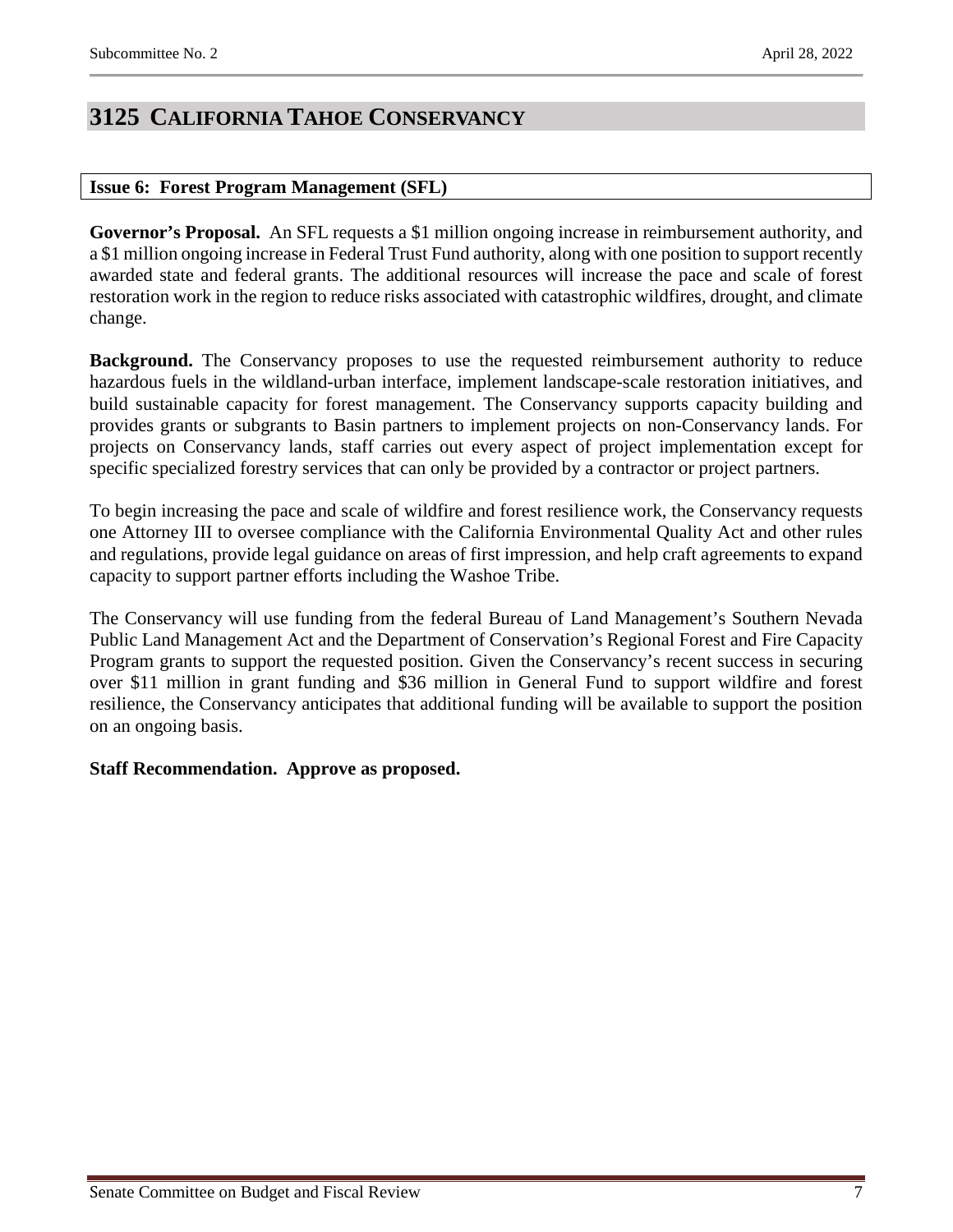# 3125 California Tahoe Conservancy

## Issue 6: Forest Program Management (SFL)

**Governor's Proposal.** An SFL requests a $1 million ongoing increase in reimbursement authority, and a $1 million ongoing increase in Federal Trust Fund authority, along with one position to support recently awarded state and federal grants. The additional resources will increase the pace and scale of forest restoration work in the region to reduce risks associated with catastrophic wildfires, drought, and climate change.

**Background.** The Conservancy proposes to use the requested reimbursement authority to reduce hazardous fuels in the wildland-urban interface, implement landscape-scale restoration initiatives, and build sustainable capacity for forest management. The Conservancy supports capacity building and provides grants or subgrants to Basin partners to implement projects on non-Conservancy lands. For projects on Conservancy lands, staff carries out every aspect of project implementation except for specific specialized forestry services that can only be provided by a contractor or project partners.

To begin increasing the pace and scale of wildfire and forest resilience work, the Conservancy requests one Attorney III to oversee compliance with the California Environmental Quality Act and other rules and regulations, provide legal guidance on areas of first impression, and help craft agreements to expand capacity to support partner efforts including the Washoe Tribe.

The Conservancy will use funding from the federal Bureau of Land Management's Southern Nevada Public Land Management Act and the Department of Conservation's Regional Forest and Fire Capacity Program grants to support the requested position. Given the Conservancy's recent success in securing over $11 million in grant funding and $36 million in General Fund to support wildfire and forest resilience, the Conservancy anticipates that additional funding will be available to support the position on an ongoing basis.

**Staff Recommendation. Approve as proposed.**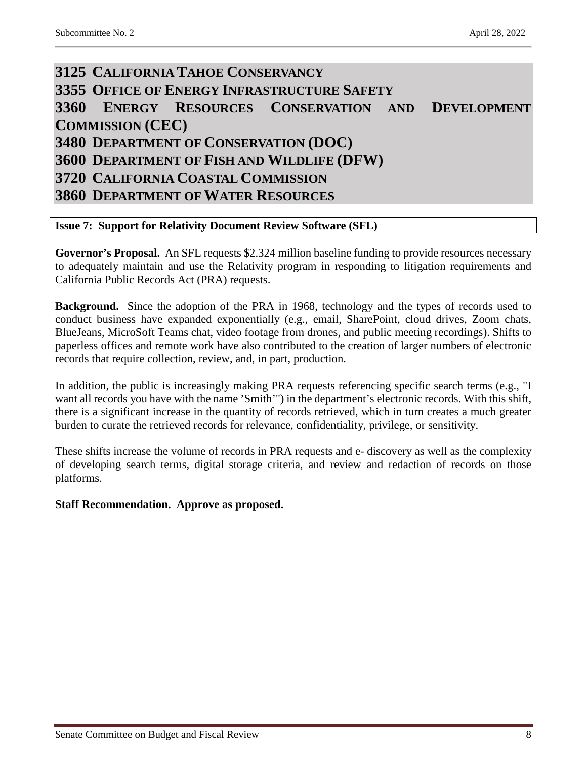# 3125 California Tahoe Conservancy
# 3355 Office of Energy Infrastructure Safety
# 3360 Energy Resources Conservation and Development Commission (CEC)
# 3480 Department of Conservation (DOC)
# 3600 Department of Fish and Wildlife (DFW)
# 3720 California Coastal Commission
# 3860 Department of Water Resources

## Issue 7: Support for Relativity Document Review Software (SFL)

**Governor's Proposal.** An SFL requests $2.324 million baseline funding to provide resources necessary to adequately maintain and use the Relativity program in responding to litigation requirements and California Public Records Act (PRA) requests.

**Background.** Since the adoption of the PRA in 1968, technology and the types of records used to conduct business have expanded exponentially (e.g., email, SharePoint, cloud drives, Zoom chats, BlueJeans, MicroSoft Teams chat, video footage from drones, and public meeting recordings). Shifts to paperless offices and remote work have also contributed to the creation of larger numbers of electronic records that require collection, review, and, in part, production.

In addition, the public is increasingly making PRA requests referencing specific search terms (e.g., "I want all records you have with the name 'Smith'") in the department's electronic records. With this shift, there is a significant increase in the quantity of records retrieved, which in turn creates a much greater burden to curate the retrieved records for relevance, confidentiality, privilege, or sensitivity.

These shifts increase the volume of records in PRA requests and e- discovery as well as the complexity of developing search terms, digital storage criteria, and review and redaction of records on those platforms.

**Staff Recommendation. Approve as proposed.**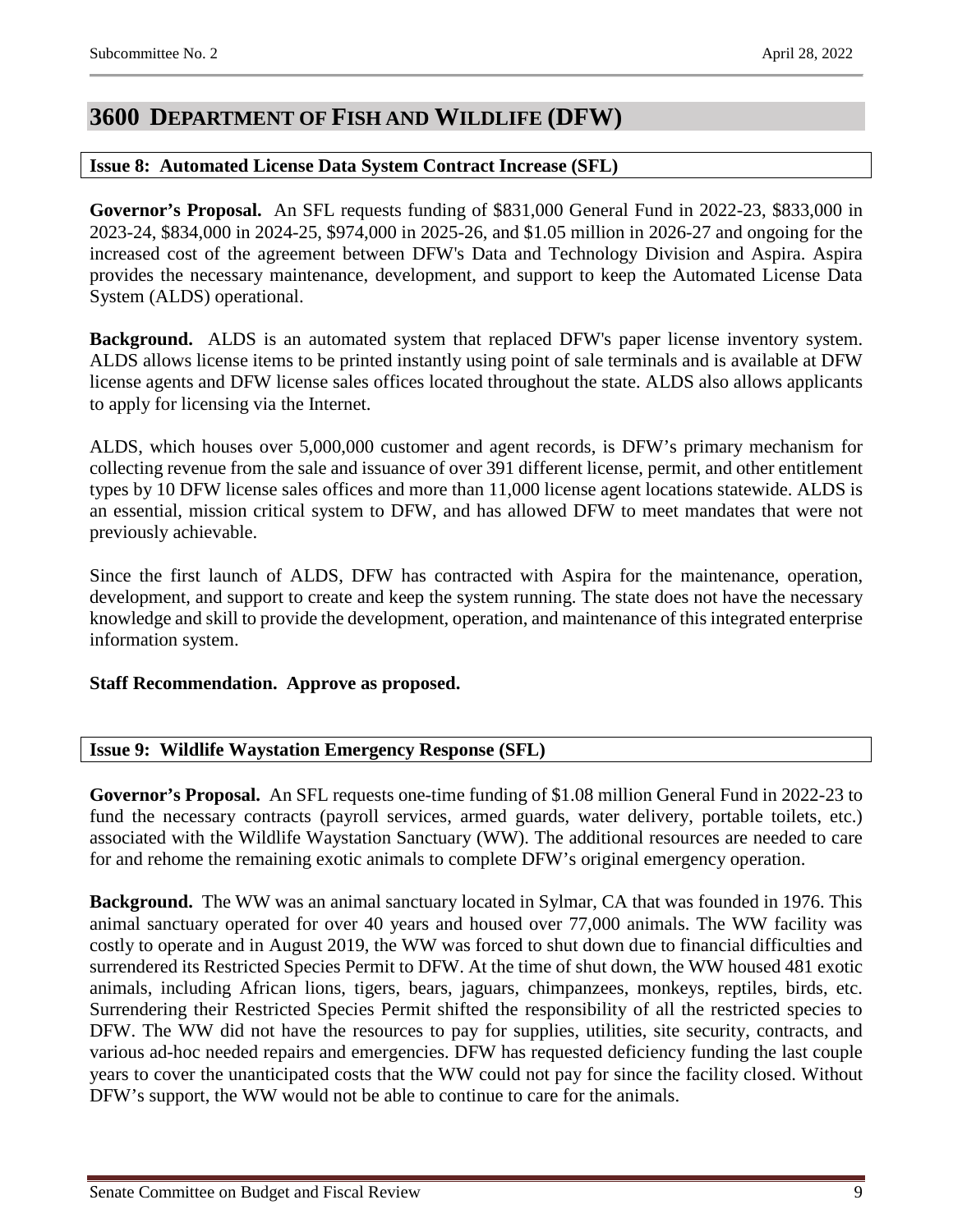# 3600 Department of Fish and Wildlife (DFW)

### Issue 8: Automated License Data System Contract Increase (SFL)

**Governor's Proposal.** An SFL requests funding of $831,000 General Fund in 2022-23, $833,000 in 2023-24, $834,000 in 2024-25, $974,000 in 2025-26, and $1.05 million in 2026-27 and ongoing for the increased cost of the agreement between DFW's Data and Technology Division and Aspira. Aspira provides the necessary maintenance, development, and support to keep the Automated License Data System (ALDS) operational.

**Background.** ALDS is an automated system that replaced DFW's paper license inventory system. ALDS allows license items to be printed instantly using point of sale terminals and is available at DFW license agents and DFW license sales offices located throughout the state. ALDS also allows applicants to apply for licensing via the Internet.

ALDS, which houses over 5,000,000 customer and agent records, is DFW's primary mechanism for collecting revenue from the sale and issuance of over 391 different license, permit, and other entitlement types by 10 DFW license sales offices and more than 11,000 license agent locations statewide. ALDS is an essential, mission critical system to DFW, and has allowed DFW to meet mandates that were not previously achievable.

Since the first launch of ALDS, DFW has contracted with Aspira for the maintenance, operation, development, and support to create and keep the system running. The state does not have the necessary knowledge and skill to provide the development, operation, and maintenance of this integrated enterprise information system.

**Staff Recommendation. Approve as proposed.**

### Issue 9: Wildlife Waystation Emergency Response (SFL)

**Governor's Proposal.** An SFL requests one-time funding of $1.08 million General Fund in 2022-23 to fund the necessary contracts (payroll services, armed guards, water delivery, portable toilets, etc.) associated with the Wildlife Waystation Sanctuary (WW). The additional resources are needed to care for and rehome the remaining exotic animals to complete DFW's original emergency operation.

**Background.** The WW was an animal sanctuary located in Sylmar, CA that was founded in 1976. This animal sanctuary operated for over 40 years and housed over 77,000 animals. The WW facility was costly to operate and in August 2019, the WW was forced to shut down due to financial difficulties and surrendered its Restricted Species Permit to DFW. At the time of shut down, the WW housed 481 exotic animals, including African lions, tigers, bears, jaguars, chimpanzees, monkeys, reptiles, birds, etc. Surrendering their Restricted Species Permit shifted the responsibility of all the restricted species to DFW. The WW did not have the resources to pay for supplies, utilities, site security, contracts, and various ad-hoc needed repairs and emergencies. DFW has requested deficiency funding the last couple years to cover the unanticipated costs that the WW could not pay for since the facility closed. Without DFW's support, the WW would not be able to continue to care for the animals.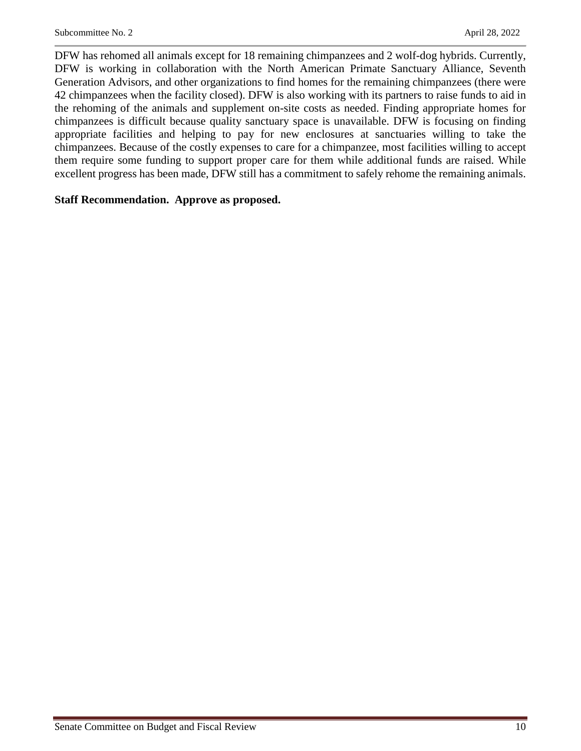DFW has rehomed all animals except for 18 remaining chimpanzees and 2 wolf-dog hybrids. Currently, DFW is working in collaboration with the North American Primate Sanctuary Alliance, Seventh Generation Advisors, and other organizations to find homes for the remaining chimpanzees (there were 42 chimpanzees when the facility closed). DFW is also working with its partners to raise funds to aid in the rehoming of the animals and supplement on-site costs as needed. Finding appropriate homes for chimpanzees is difficult because quality sanctuary space is unavailable. DFW is focusing on finding appropriate facilities and helping to pay for new enclosures at sanctuaries willing to take the chimpanzees. Because of the costly expenses to care for a chimpanzee, most facilities willing to accept them require some funding to support proper care for them while additional funds are raised. While excellent progress has been made, DFW still has a commitment to safely rehome the remaining animals.

**Staff Recommendation. Approve as proposed.**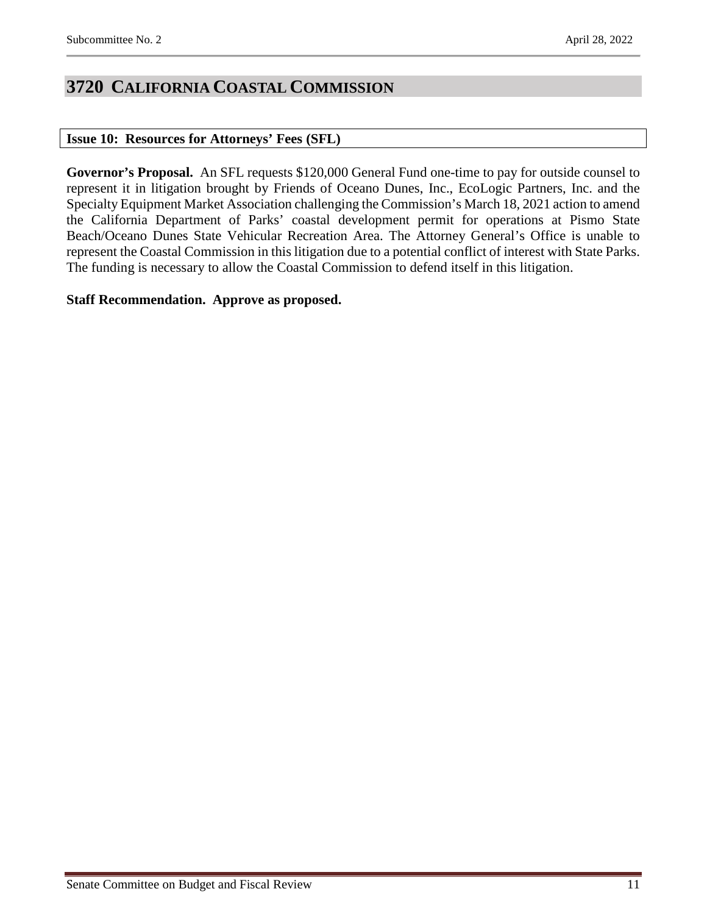# 3720 CALIFORNIA COASTAL COMMISSION

**Issue 10: Resources for Attorneys' Fees (SFL)**

**Governor's Proposal.** An SFL requests $120,000 General Fund one-time to pay for outside counsel to represent it in litigation brought by Friends of Oceano Dunes, Inc., EcoLogic Partners, Inc. and the Specialty Equipment Market Association challenging the Commission's March 18, 2021 action to amend the California Department of Parks' coastal development permit for operations at Pismo State Beach/Oceano Dunes State Vehicular Recreation Area. The Attorney General's Office is unable to represent the Coastal Commission in this litigation due to a potential conflict of interest with State Parks. The funding is necessary to allow the Coastal Commission to defend itself in this litigation.

**Staff Recommendation. Approve as proposed.**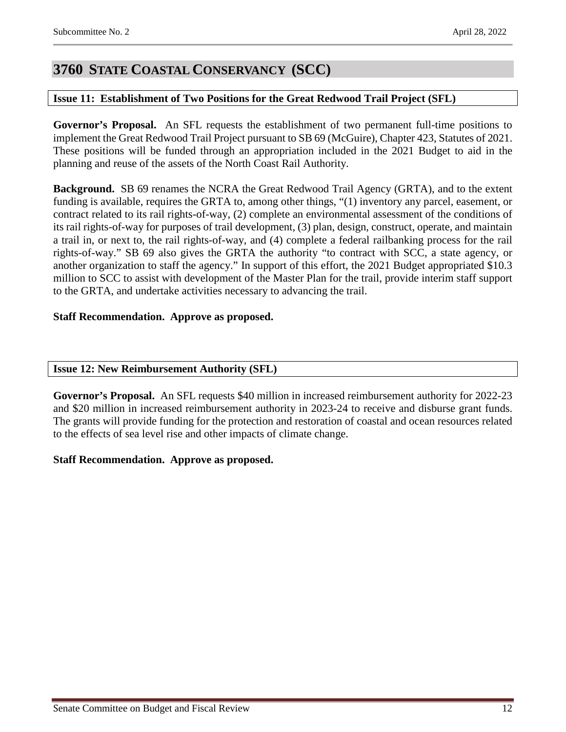# 3760 STATE COASTAL CONSERVANCY (SCC)

### Issue 11: Establishment of Two Positions for the Great Redwood Trail Project (SFL)

**Governor's Proposal.** An SFL requests the establishment of two permanent full-time positions to implement the Great Redwood Trail Project pursuant to SB 69 (McGuire), Chapter 423, Statutes of 2021. These positions will be funded through an appropriation included in the 2021 Budget to aid in the planning and reuse of the assets of the North Coast Rail Authority.

**Background.** SB 69 renames the NCRA the Great Redwood Trail Agency (GRTA), and to the extent funding is available, requires the GRTA to, among other things, "(1) inventory any parcel, easement, or contract related to its rail rights-of-way, (2) complete an environmental assessment of the conditions of its rail rights-of-way for purposes of trail development, (3) plan, design, construct, operate, and maintain a trail in, or next to, the rail rights-of-way, and (4) complete a federal railbanking process for the rail rights-of-way." SB 69 also gives the GRTA the authority "to contract with SCC, a state agency, or another organization to staff the agency." In support of this effort, the 2021 Budget appropriated $10.3 million to SCC to assist with development of the Master Plan for the trail, provide interim staff support to the GRTA, and undertake activities necessary to advancing the trail.

**Staff Recommendation. Approve as proposed.**

### Issue 12: New Reimbursement Authority (SFL)

**Governor's Proposal.** An SFL requests $40 million in increased reimbursement authority for 2022-23 and $20 million in increased reimbursement authority in 2023-24 to receive and disburse grant funds. The grants will provide funding for the protection and restoration of coastal and ocean resources related to the effects of sea level rise and other impacts of climate change.

**Staff Recommendation. Approve as proposed.**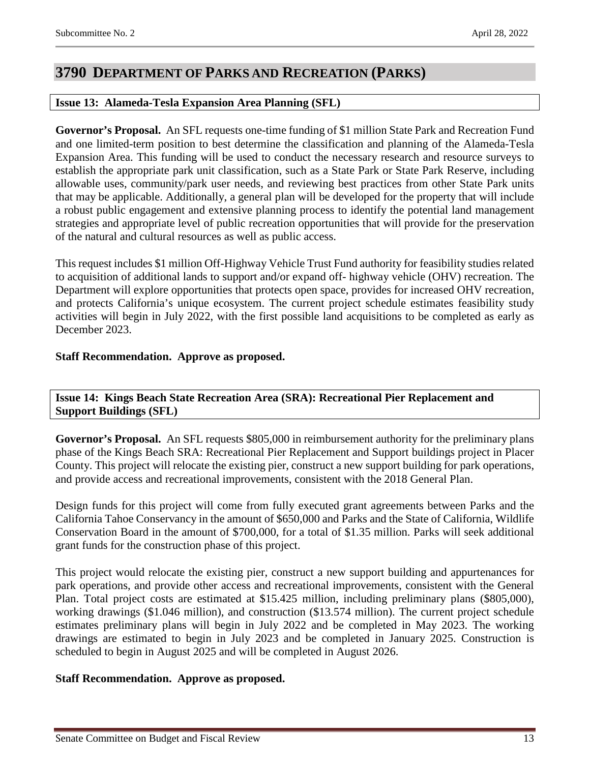# 3790 DEPARTMENT OF PARKS AND RECREATION (PARKS)

**Issue 13: Alameda-Tesla Expansion Area Planning (SFL)**

**Governor's Proposal.** An SFL requests one-time funding of $1 million State Park and Recreation Fund and one limited-term position to best determine the classification and planning of the Alameda-Tesla Expansion Area. This funding will be used to conduct the necessary research and resource surveys to establish the appropriate park unit classification, such as a State Park or State Park Reserve, including allowable uses, community/park user needs, and reviewing best practices from other State Park units that may be applicable. Additionally, a general plan will be developed for the property that will include a robust public engagement and extensive planning process to identify the potential land management strategies and appropriate level of public recreation opportunities that will provide for the preservation of the natural and cultural resources as well as public access.

This request includes $1 million Off-Highway Vehicle Trust Fund authority for feasibility studies related to acquisition of additional lands to support and/or expand off- highway vehicle (OHV) recreation. The Department will explore opportunities that protects open space, provides for increased OHV recreation, and protects California's unique ecosystem. The current project schedule estimates feasibility study activities will begin in July 2022, with the first possible land acquisitions to be completed as early as December 2023.

**Staff Recommendation. Approve as proposed.**

**Issue 14: Kings Beach State Recreation Area (SRA): Recreational Pier Replacement and Support Buildings (SFL)**

**Governor's Proposal.** An SFL requests $805,000 in reimbursement authority for the preliminary plans phase of the Kings Beach SRA: Recreational Pier Replacement and Support buildings project in Placer County. This project will relocate the existing pier, construct a new support building for park operations, and provide access and recreational improvements, consistent with the 2018 General Plan.

Design funds for this project will come from fully executed grant agreements between Parks and the California Tahoe Conservancy in the amount of $650,000 and Parks and the State of California, Wildlife Conservation Board in the amount of $700,000, for a total of $1.35 million. Parks will seek additional grant funds for the construction phase of this project.

This project would relocate the existing pier, construct a new support building and appurtenances for park operations, and provide other access and recreational improvements, consistent with the General Plan. Total project costs are estimated at $15.425 million, including preliminary plans ($805,000), working drawings ($1.046 million), and construction ($13.574 million). The current project schedule estimates preliminary plans will begin in July 2022 and be completed in May 2023. The working drawings are estimated to begin in July 2023 and be completed in January 2025. Construction is scheduled to begin in August 2025 and will be completed in August 2026.

**Staff Recommendation. Approve as proposed.**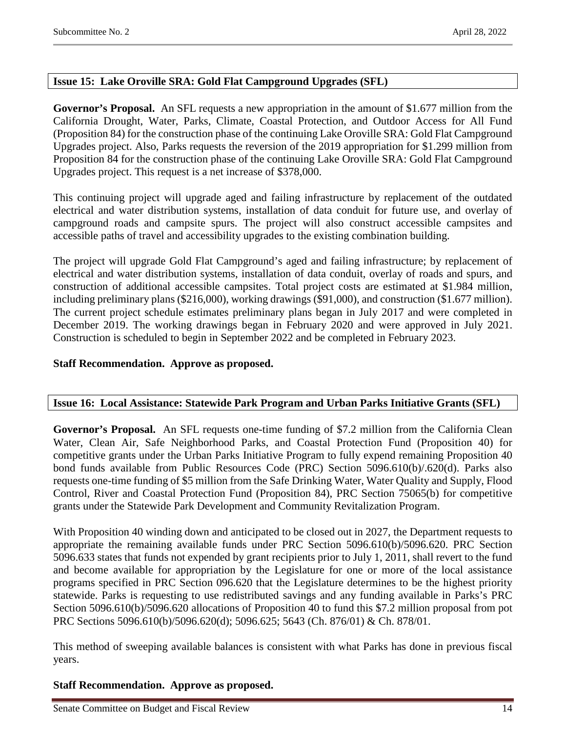### Issue 15: Lake Oroville SRA: Gold Flat Campground Upgrades (SFL)

**Governor's Proposal.** An SFL requests a new appropriation in the amount of $1.677 million from the California Drought, Water, Parks, Climate, Coastal Protection, and Outdoor Access for All Fund (Proposition 84) for the construction phase of the continuing Lake Oroville SRA: Gold Flat Campground Upgrades project. Also, Parks requests the reversion of the 2019 appropriation for $1.299 million from Proposition 84 for the construction phase of the continuing Lake Oroville SRA: Gold Flat Campground Upgrades project. This request is a net increase of $378,000.

This continuing project will upgrade aged and failing infrastructure by replacement of the outdated electrical and water distribution systems, installation of data conduit for future use, and overlay of campground roads and campsite spurs. The project will also construct accessible campsites and accessible paths of travel and accessibility upgrades to the existing combination building.

The project will upgrade Gold Flat Campground's aged and failing infrastructure; by replacement of electrical and water distribution systems, installation of data conduit, overlay of roads and spurs, and construction of additional accessible campsites. Total project costs are estimated at $1.984 million, including preliminary plans ($216,000), working drawings ($91,000), and construction ($1.677 million). The current project schedule estimates preliminary plans began in July 2017 and were completed in December 2019. The working drawings began in February 2020 and were approved in July 2021. Construction is scheduled to begin in September 2022 and be completed in February 2023.

**Staff Recommendation. Approve as proposed.**

### Issue 16: Local Assistance: Statewide Park Program and Urban Parks Initiative Grants (SFL)

**Governor's Proposal.** An SFL requests one-time funding of $7.2 million from the California Clean Water, Clean Air, Safe Neighborhood Parks, and Coastal Protection Fund (Proposition 40) for competitive grants under the Urban Parks Initiative Program to fully expend remaining Proposition 40 bond funds available from Public Resources Code (PRC) Section 5096.610(b)/.620(d). Parks also requests one-time funding of $5 million from the Safe Drinking Water, Water Quality and Supply, Flood Control, River and Coastal Protection Fund (Proposition 84), PRC Section 75065(b) for competitive grants under the Statewide Park Development and Community Revitalization Program.

With Proposition 40 winding down and anticipated to be closed out in 2027, the Department requests to appropriate the remaining available funds under PRC Section 5096.610(b)/5096.620. PRC Section 5096.633 states that funds not expended by grant recipients prior to July 1, 2011, shall revert to the fund and become available for appropriation by the Legislature for one or more of the local assistance programs specified in PRC Section 096.620 that the Legislature determines to be the highest priority statewide. Parks is requesting to use redistributed savings and any funding available in Parks's PRC Section 5096.610(b)/5096.620 allocations of Proposition 40 to fund this $7.2 million proposal from pot PRC Sections 5096.610(b)/5096.620(d); 5096.625; 5643 (Ch. 876/01) & Ch. 878/01.

This method of sweeping available balances is consistent with what Parks has done in previous fiscal years.

**Staff Recommendation. Approve as proposed.**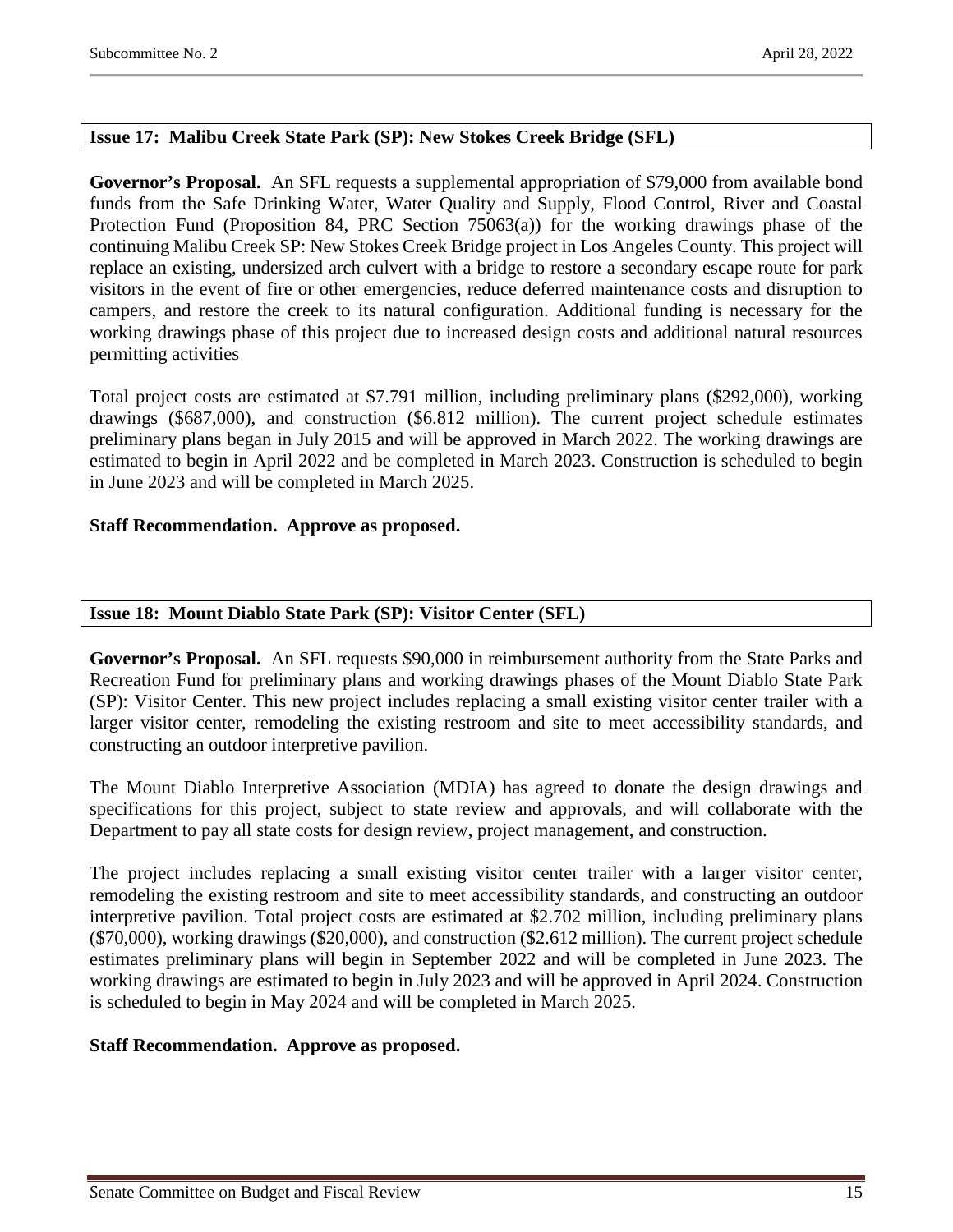### Issue 17: Malibu Creek State Park (SP): New Stokes Creek Bridge (SFL)

**Governor's Proposal.** An SFL requests a supplemental appropriation of $79,000 from available bond funds from the Safe Drinking Water, Water Quality and Supply, Flood Control, River and Coastal Protection Fund (Proposition 84, PRC Section 75063(a)) for the working drawings phase of the continuing Malibu Creek SP: New Stokes Creek Bridge project in Los Angeles County. This project will replace an existing, undersized arch culvert with a bridge to restore a secondary escape route for park visitors in the event of fire or other emergencies, reduce deferred maintenance costs and disruption to campers, and restore the creek to its natural configuration. Additional funding is necessary for the working drawings phase of this project due to increased design costs and additional natural resources permitting activities

Total project costs are estimated at $7.791 million, including preliminary plans ($292,000), working drawings ($687,000), and construction ($6.812 million). The current project schedule estimates preliminary plans began in July 2015 and will be approved in March 2022. The working drawings are estimated to begin in April 2022 and be completed in March 2023. Construction is scheduled to begin in June 2023 and will be completed in March 2025.

**Staff Recommendation. Approve as proposed.**

### Issue 18: Mount Diablo State Park (SP): Visitor Center (SFL)

**Governor's Proposal.** An SFL requests $90,000 in reimbursement authority from the State Parks and Recreation Fund for preliminary plans and working drawings phases of the Mount Diablo State Park (SP): Visitor Center. This new project includes replacing a small existing visitor center trailer with a larger visitor center, remodeling the existing restroom and site to meet accessibility standards, and constructing an outdoor interpretive pavilion.

The Mount Diablo Interpretive Association (MDIA) has agreed to donate the design drawings and specifications for this project, subject to state review and approvals, and will collaborate with the Department to pay all state costs for design review, project management, and construction.

The project includes replacing a small existing visitor center trailer with a larger visitor center, remodeling the existing restroom and site to meet accessibility standards, and constructing an outdoor interpretive pavilion. Total project costs are estimated at $2.702 million, including preliminary plans ($70,000), working drawings ($20,000), and construction ($2.612 million). The current project schedule estimates preliminary plans will begin in September 2022 and will be completed in June 2023. The working drawings are estimated to begin in July 2023 and will be approved in April 2024. Construction is scheduled to begin in May 2024 and will be completed in March 2025.

**Staff Recommendation. Approve as proposed.**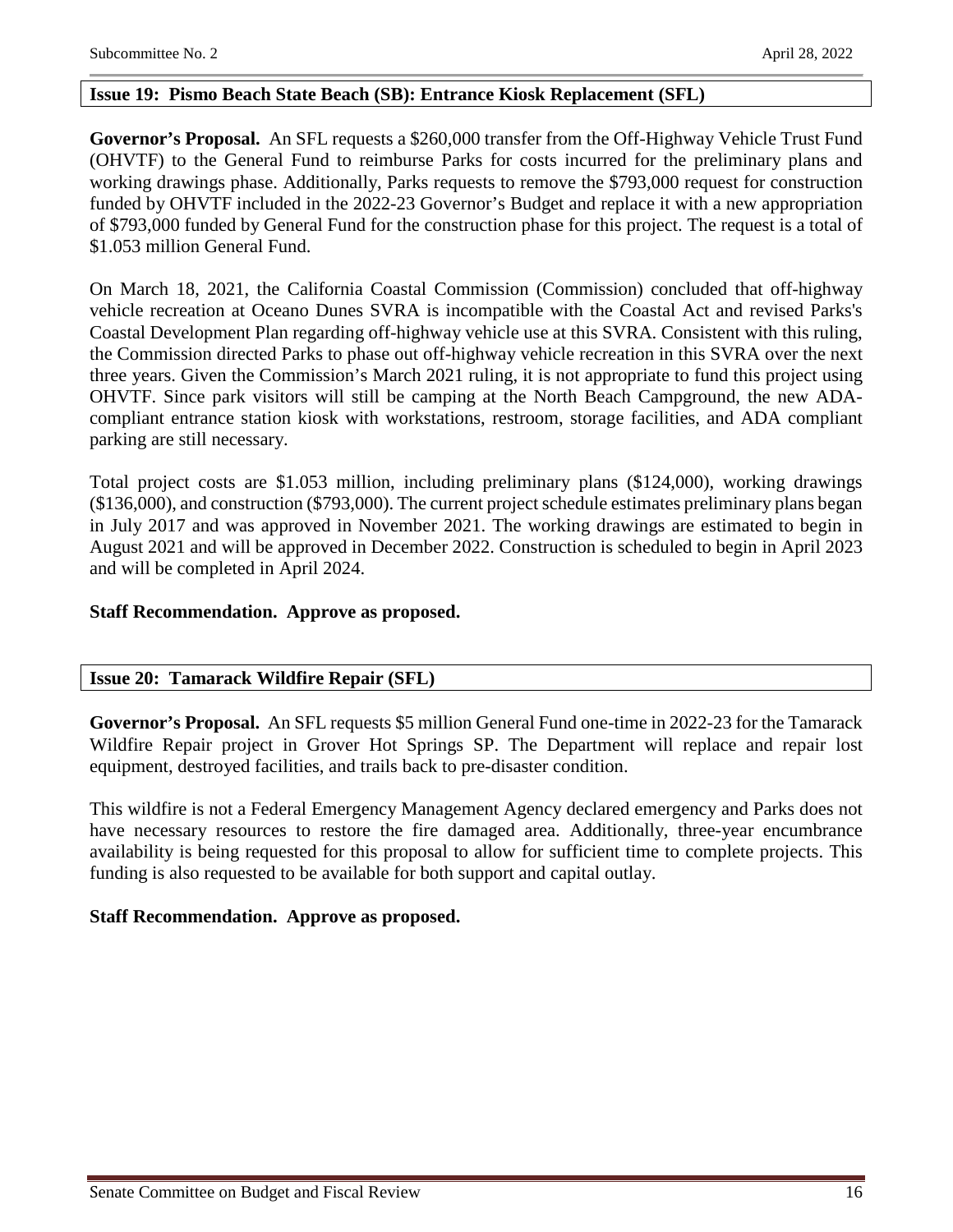## Issue 19: Pismo Beach State Beach (SB): Entrance Kiosk Replacement (SFL)

**Governor's Proposal.** An SFL requests a $260,000 transfer from the Off-Highway Vehicle Trust Fund (OHVTF) to the General Fund to reimburse Parks for costs incurred for the preliminary plans and working drawings phase. Additionally, Parks requests to remove the $793,000 request for construction funded by OHVTF included in the 2022-23 Governor's Budget and replace it with a new appropriation of $793,000 funded by General Fund for the construction phase for this project. The request is a total of $1.053 million General Fund.

On March 18, 2021, the California Coastal Commission (Commission) concluded that off-highway vehicle recreation at Oceano Dunes SVRA is incompatible with the Coastal Act and revised Parks's Coastal Development Plan regarding off-highway vehicle use at this SVRA. Consistent with this ruling, the Commission directed Parks to phase out off-highway vehicle recreation in this SVRA over the next three years. Given the Commission's March 2021 ruling, it is not appropriate to fund this project using OHVTF. Since park visitors will still be camping at the North Beach Campground, the new ADA-compliant entrance station kiosk with workstations, restroom, storage facilities, and ADA compliant parking are still necessary.

Total project costs are $1.053 million, including preliminary plans ($124,000), working drawings ($136,000), and construction ($793,000). The current project schedule estimates preliminary plans began in July 2017 and was approved in November 2021. The working drawings are estimated to begin in August 2021 and will be approved in December 2022. Construction is scheduled to begin in April 2023 and will be completed in April 2024.

**Staff Recommendation. Approve as proposed.**

## Issue 20: Tamarack Wildfire Repair (SFL)

**Governor's Proposal.** An SFL requests $5 million General Fund one-time in 2022-23 for the Tamarack Wildfire Repair project in Grover Hot Springs SP. The Department will replace and repair lost equipment, destroyed facilities, and trails back to pre-disaster condition.

This wildfire is not a Federal Emergency Management Agency declared emergency and Parks does not have necessary resources to restore the fire damaged area. Additionally, three-year encumbrance availability is being requested for this proposal to allow for sufficient time to complete projects. This funding is also requested to be available for both support and capital outlay.

**Staff Recommendation. Approve as proposed.**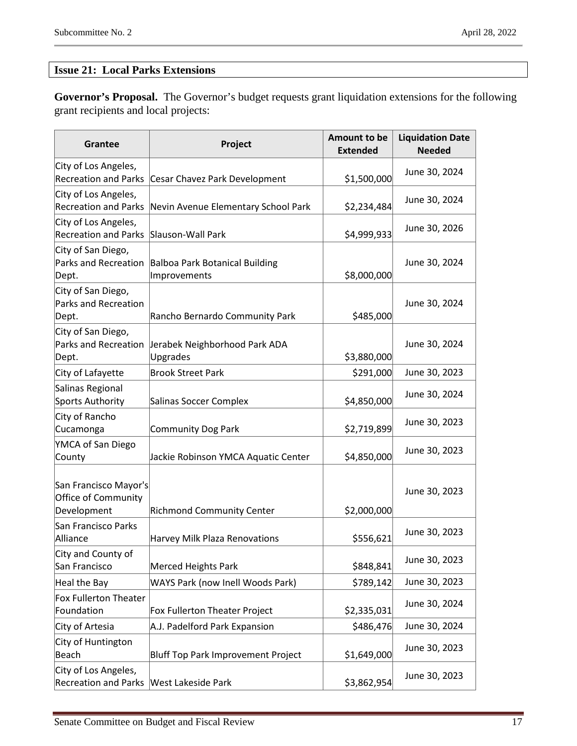## Issue 21: Local Parks Extensions

**Governor's Proposal.** The Governor's budget requests grant liquidation extensions for the following grant recipients and local projects:

| Grantee | Project | Amount to be Extended | Liquidation Date Needed |
|---|---|---|---|
| City of Los Angeles, Recreation and Parks | Cesar Chavez Park Development | $1,500,000 | June 30, 2024 |
| City of Los Angeles, Recreation and Parks | Nevin Avenue Elementary School Park | $2,234,484 | June 30, 2024 |
| City of Los Angeles, Recreation and Parks | Slauson-Wall Park | $4,999,933 | June 30, 2026 |
| City of San Diego, Parks and Recreation Dept. | Balboa Park Botanical Building Improvements | $8,000,000 | June 30, 2024 |
| City of San Diego, Parks and Recreation Dept. | Rancho Bernardo Community Park | $485,000 | June 30, 2024 |
| City of San Diego, Parks and Recreation Dept. | Jerabek Neighborhood Park ADA Upgrades | $3,880,000 | June 30, 2024 |
| City of Lafayette | Brook Street Park | $291,000 | June 30, 2023 |
| Salinas Regional Sports Authority | Salinas Soccer Complex | $4,850,000 | June 30, 2024 |
| City of Rancho Cucamonga | Community Dog Park | $2,719,899 | June 30, 2023 |
| YMCA of San Diego County | Jackie Robinson YMCA Aquatic Center | $4,850,000 | June 30, 2023 |
| San Francisco Mayor's Office of Community Development | Richmond Community Center | $2,000,000 | June 30, 2023 |
| San Francisco Parks Alliance | Harvey Milk Plaza Renovations | $556,621 | June 30, 2023 |
| City and County of San Francisco | Merced Heights Park | $848,841 | June 30, 2023 |
| Heal the Bay | WAYS Park (now Inell Woods Park) | $789,142 | June 30, 2023 |
| Fox Fullerton Theater Foundation | Fox Fullerton Theater Project | $2,335,031 | June 30, 2024 |
| City of Artesia | A.J. Padelford Park Expansion | $486,476 | June 30, 2024 |
| City of Huntington Beach | Bluff Top Park Improvement Project | $1,649,000 | June 30, 2023 |
| City of Los Angeles, Recreation and Parks | West Lakeside Park | $3,862,954 | June 30, 2023 |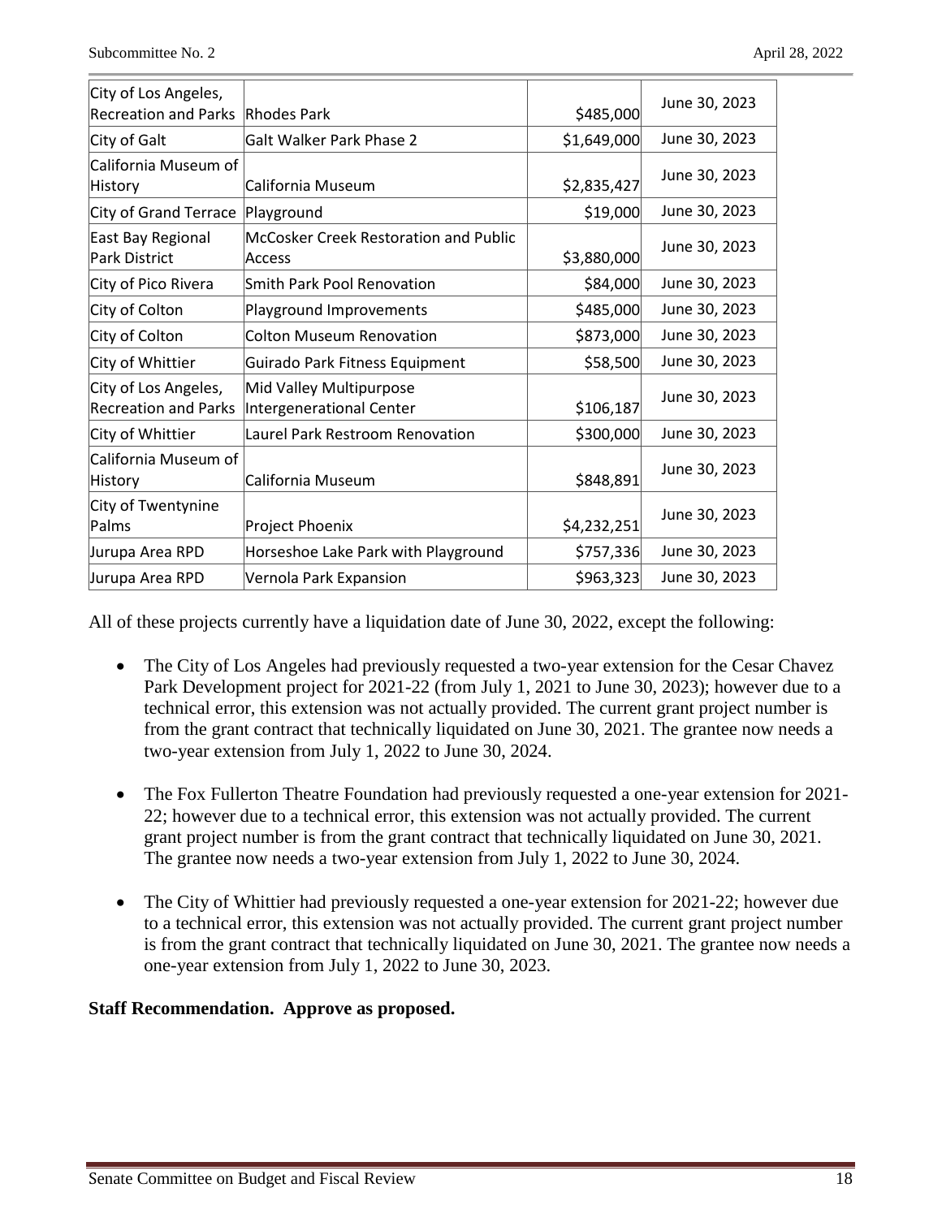| City of Los Angeles, Recreation and Parks | Rhodes Park | $485,000 | June 30, 2023 |
|---|---|---|---|
| City of Galt | Galt Walker Park Phase 2 | $1,649,000 | June 30, 2023 |
| California Museum of History | California Museum | $2,835,427 | June 30, 2023 |
| City of Grand Terrace | Playground | $19,000 | June 30, 2023 |
| East Bay Regional Park District | McCosker Creek Restoration and Public Access | $3,880,000 | June 30, 2023 |
| City of Pico Rivera | Smith Park Pool Renovation | $84,000 | June 30, 2023 |
| City of Colton | Playground Improvements | $485,000 | June 30, 2023 |
| City of Colton | Colton Museum Renovation | $873,000 | June 30, 2023 |
| City of Whittier | Guirado Park Fitness Equipment | $58,500 | June 30, 2023 |
| City of Los Angeles, Recreation and Parks | Mid Valley Multipurpose Intergenerational Center | $106,187 | June 30, 2023 |
| City of Whittier | Laurel Park Restroom Renovation | $300,000 | June 30, 2023 |
| California Museum of History | California Museum | $848,891 | June 30, 2023 |
| City of Twentynine Palms | Project Phoenix | $4,232,251 | June 30, 2023 |
| Jurupa Area RPD | Horseshoe Lake Park with Playground | $757,336 | June 30, 2023 |
| Jurupa Area RPD | Vernola Park Expansion | $963,323 | June 30, 2023 |

All of these projects currently have a liquidation date of June 30, 2022, except the following:

- The City of Los Angeles had previously requested a two-year extension for the Cesar Chavez Park Development project for 2021-22 (from July 1, 2021 to June 30, 2023); however due to a technical error, this extension was not actually provided. The current grant project number is from the grant contract that technically liquidated on June 30, 2021. The grantee now needs a two-year extension from July 1, 2022 to June 30, 2024.

- The Fox Fullerton Theatre Foundation had previously requested a one-year extension for 2021-22; however due to a technical error, this extension was not actually provided. The current grant project number is from the grant contract that technically liquidated on June 30, 2021. The grantee now needs a two-year extension from July 1, 2022 to June 30, 2024.

- The City of Whittier had previously requested a one-year extension for 2021-22; however due to a technical error, this extension was not actually provided. The current grant project number is from the grant contract that technically liquidated on June 30, 2021. The grantee now needs a one-year extension from July 1, 2022 to June 30, 2023.

**Staff Recommendation. Approve as proposed.**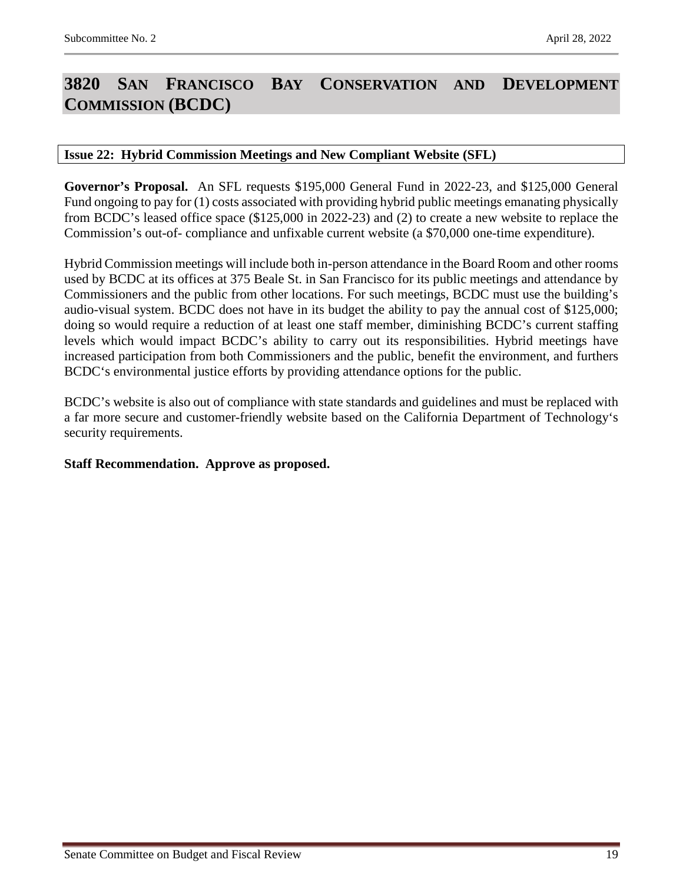# 3820 San Francisco Bay Conservation and Development Commission (BCDC)

## Issue 22: Hybrid Commission Meetings and New Compliant Website (SFL)

**Governor's Proposal.** An SFL requests $195,000 General Fund in 2022-23, and $125,000 General Fund ongoing to pay for (1) costs associated with providing hybrid public meetings emanating physically from BCDC's leased office space ($125,000 in 2022-23) and (2) to create a new website to replace the Commission's out-of- compliance and unfixable current website (a $70,000 one-time expenditure).

Hybrid Commission meetings will include both in-person attendance in the Board Room and other rooms used by BCDC at its offices at 375 Beale St. in San Francisco for its public meetings and attendance by Commissioners and the public from other locations. For such meetings, BCDC must use the building's audio-visual system. BCDC does not have in its budget the ability to pay the annual cost of $125,000; doing so would require a reduction of at least one staff member, diminishing BCDC's current staffing levels which would impact BCDC's ability to carry out its responsibilities. Hybrid meetings have increased participation from both Commissioners and the public, benefit the environment, and furthers BCDC's environmental justice efforts by providing attendance options for the public.

BCDC's website is also out of compliance with state standards and guidelines and must be replaced with a far more secure and customer-friendly website based on the California Department of Technology's security requirements.

**Staff Recommendation. Approve as proposed.**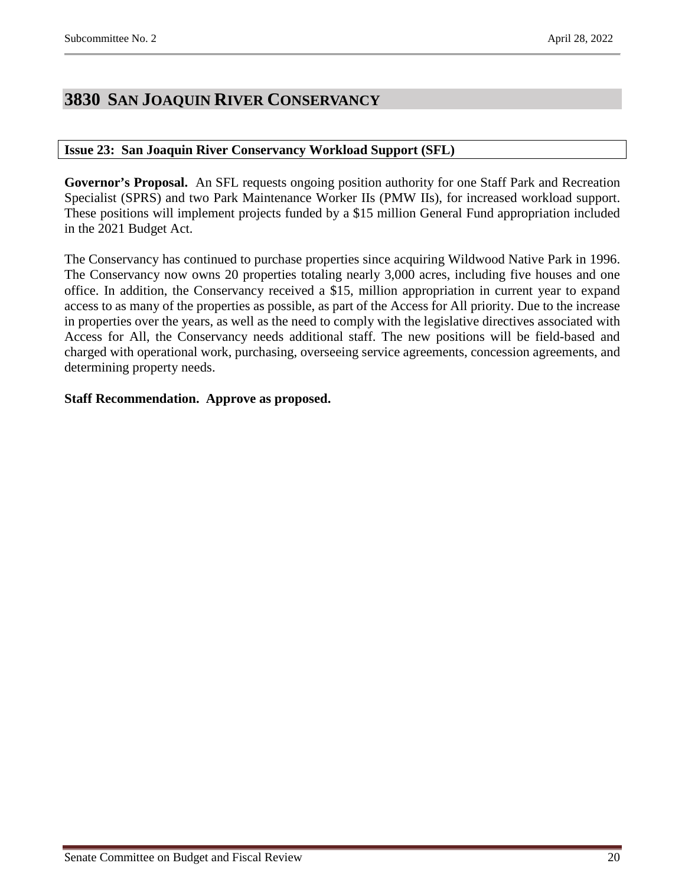# 3830 SAN JOAQUIN RIVER CONSERVANCY

**Issue 23: San Joaquin River Conservancy Workload Support (SFL)**

**Governor's Proposal.** An SFL requests ongoing position authority for one Staff Park and Recreation Specialist (SPRS) and two Park Maintenance Worker IIs (PMW IIs), for increased workload support. These positions will implement projects funded by a $15 million General Fund appropriation included in the 2021 Budget Act.

The Conservancy has continued to purchase properties since acquiring Wildwood Native Park in 1996. The Conservancy now owns 20 properties totaling nearly 3,000 acres, including five houses and one office. In addition, the Conservancy received a $15, million appropriation in current year to expand access to as many of the properties as possible, as part of the Access for All priority. Due to the increase in properties over the years, as well as the need to comply with the legislative directives associated with Access for All, the Conservancy needs additional staff. The new positions will be field-based and charged with operational work, purchasing, overseeing service agreements, concession agreements, and determining property needs.

**Staff Recommendation. Approve as proposed.**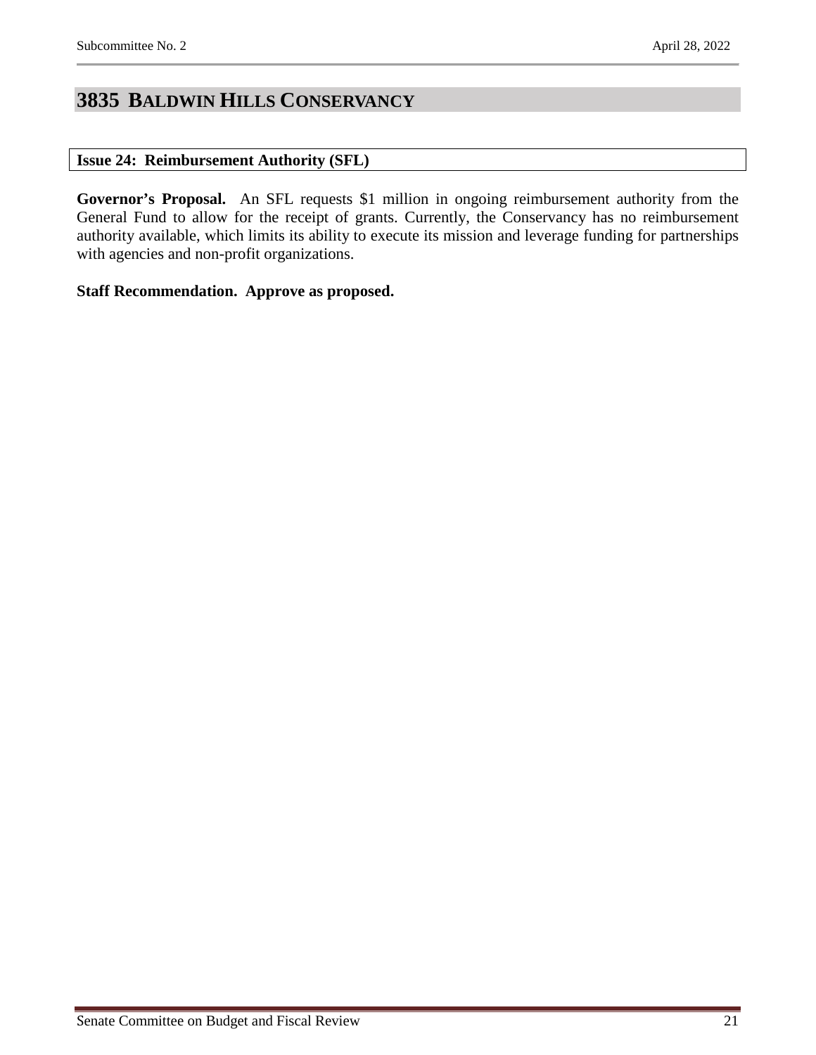# 3835 BALDWIN HILLS CONSERVANCY

### Issue 24: Reimbursement Authority (SFL)

**Governor's Proposal.** An SFL requests $1 million in ongoing reimbursement authority from the General Fund to allow for the receipt of grants. Currently, the Conservancy has no reimbursement authority available, which limits its ability to execute its mission and leverage funding for partnerships with agencies and non-profit organizations.

**Staff Recommendation. Approve as proposed.**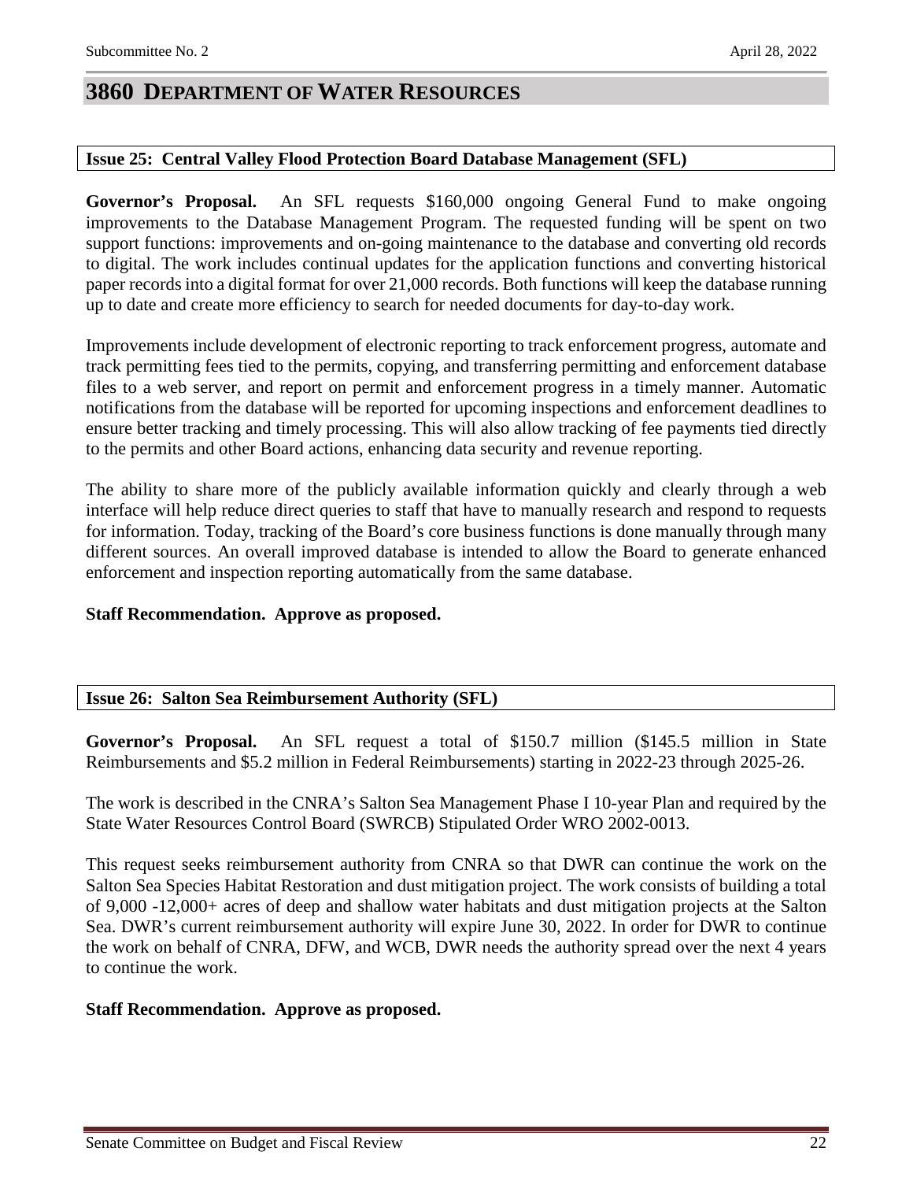# 3860 DEPARTMENT OF WATER RESOURCES

### Issue 25: Central Valley Flood Protection Board Database Management (SFL)

**Governor's Proposal.** An SFL requests $160,000 ongoing General Fund to make ongoing improvements to the Database Management Program. The requested funding will be spent on two support functions: improvements and on-going maintenance to the database and converting old records to digital. The work includes continual updates for the application functions and converting historical paper records into a digital format for over 21,000 records. Both functions will keep the database running up to date and create more efficiency to search for needed documents for day-to-day work.

Improvements include development of electronic reporting to track enforcement progress, automate and track permitting fees tied to the permits, copying, and transferring permitting and enforcement database files to a web server, and report on permit and enforcement progress in a timely manner. Automatic notifications from the database will be reported for upcoming inspections and enforcement deadlines to ensure better tracking and timely processing. This will also allow tracking of fee payments tied directly to the permits and other Board actions, enhancing data security and revenue reporting.

The ability to share more of the publicly available information quickly and clearly through a web interface will help reduce direct queries to staff that have to manually research and respond to requests for information. Today, tracking of the Board's core business functions is done manually through many different sources. An overall improved database is intended to allow the Board to generate enhanced enforcement and inspection reporting automatically from the same database.

**Staff Recommendation. Approve as proposed.**

### Issue 26: Salton Sea Reimbursement Authority (SFL)

**Governor's Proposal.** An SFL request a total of $150.7 million ($145.5 million in State Reimbursements and $5.2 million in Federal Reimbursements) starting in 2022-23 through 2025-26.

The work is described in the CNRA's Salton Sea Management Phase I 10-year Plan and required by the State Water Resources Control Board (SWRCB) Stipulated Order WRO 2002-0013.

This request seeks reimbursement authority from CNRA so that DWR can continue the work on the Salton Sea Species Habitat Restoration and dust mitigation project. The work consists of building a total of 9,000 -12,000+ acres of deep and shallow water habitats and dust mitigation projects at the Salton Sea. DWR's current reimbursement authority will expire June 30, 2022. In order for DWR to continue the work on behalf of CNRA, DFW, and WCB, DWR needs the authority spread over the next 4 years to continue the work.

**Staff Recommendation. Approve as proposed.**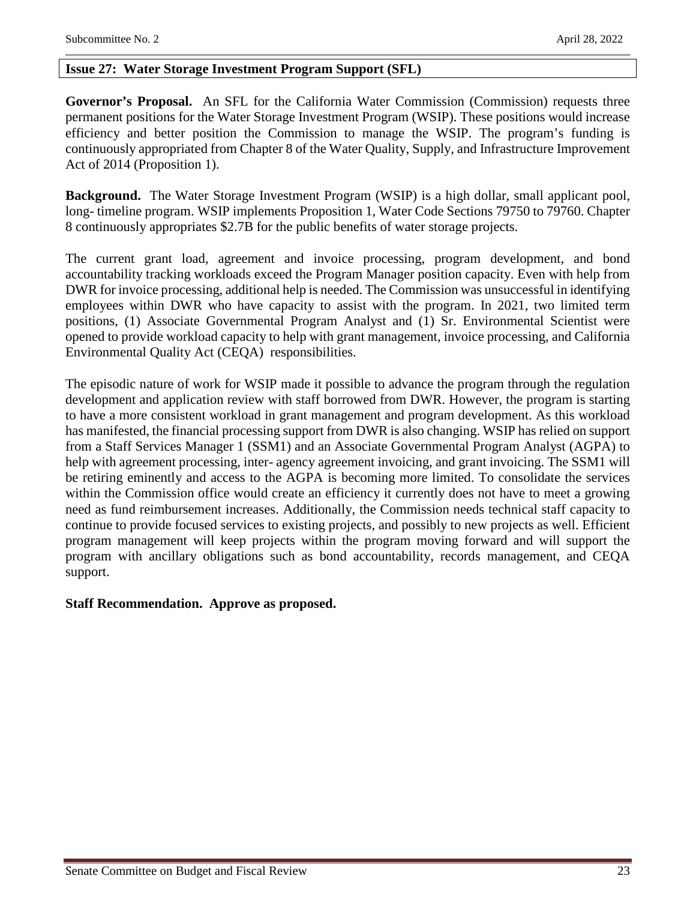## Issue 27: Water Storage Investment Program Support (SFL)

**Governor's Proposal.** An SFL for the California Water Commission (Commission) requests three permanent positions for the Water Storage Investment Program (WSIP). These positions would increase efficiency and better position the Commission to manage the WSIP. The program's funding is continuously appropriated from Chapter 8 of the Water Quality, Supply, and Infrastructure Improvement Act of 2014 (Proposition 1).

**Background.** The Water Storage Investment Program (WSIP) is a high dollar, small applicant pool, long- timeline program. WSIP implements Proposition 1, Water Code Sections 79750 to 79760. Chapter 8 continuously appropriates $2.7B for the public benefits of water storage projects.

The current grant load, agreement and invoice processing, program development, and bond accountability tracking workloads exceed the Program Manager position capacity. Even with help from DWR for invoice processing, additional help is needed. The Commission was unsuccessful in identifying employees within DWR who have capacity to assist with the program. In 2021, two limited term positions, (1) Associate Governmental Program Analyst and (1) Sr. Environmental Scientist were opened to provide workload capacity to help with grant management, invoice processing, and California Environmental Quality Act (CEQA) responsibilities.

The episodic nature of work for WSIP made it possible to advance the program through the regulation development and application review with staff borrowed from DWR. However, the program is starting to have a more consistent workload in grant management and program development. As this workload has manifested, the financial processing support from DWR is also changing. WSIP has relied on support from a Staff Services Manager 1 (SSM1) and an Associate Governmental Program Analyst (AGPA) to help with agreement processing, inter- agency agreement invoicing, and grant invoicing. The SSM1 will be retiring eminently and access to the AGPA is becoming more limited. To consolidate the services within the Commission office would create an efficiency it currently does not have to meet a growing need as fund reimbursement increases. Additionally, the Commission needs technical staff capacity to continue to provide focused services to existing projects, and possibly to new projects as well. Efficient program management will keep projects within the program moving forward and will support the program with ancillary obligations such as bond accountability, records management, and CEQA support.

**Staff Recommendation. Approve as proposed.**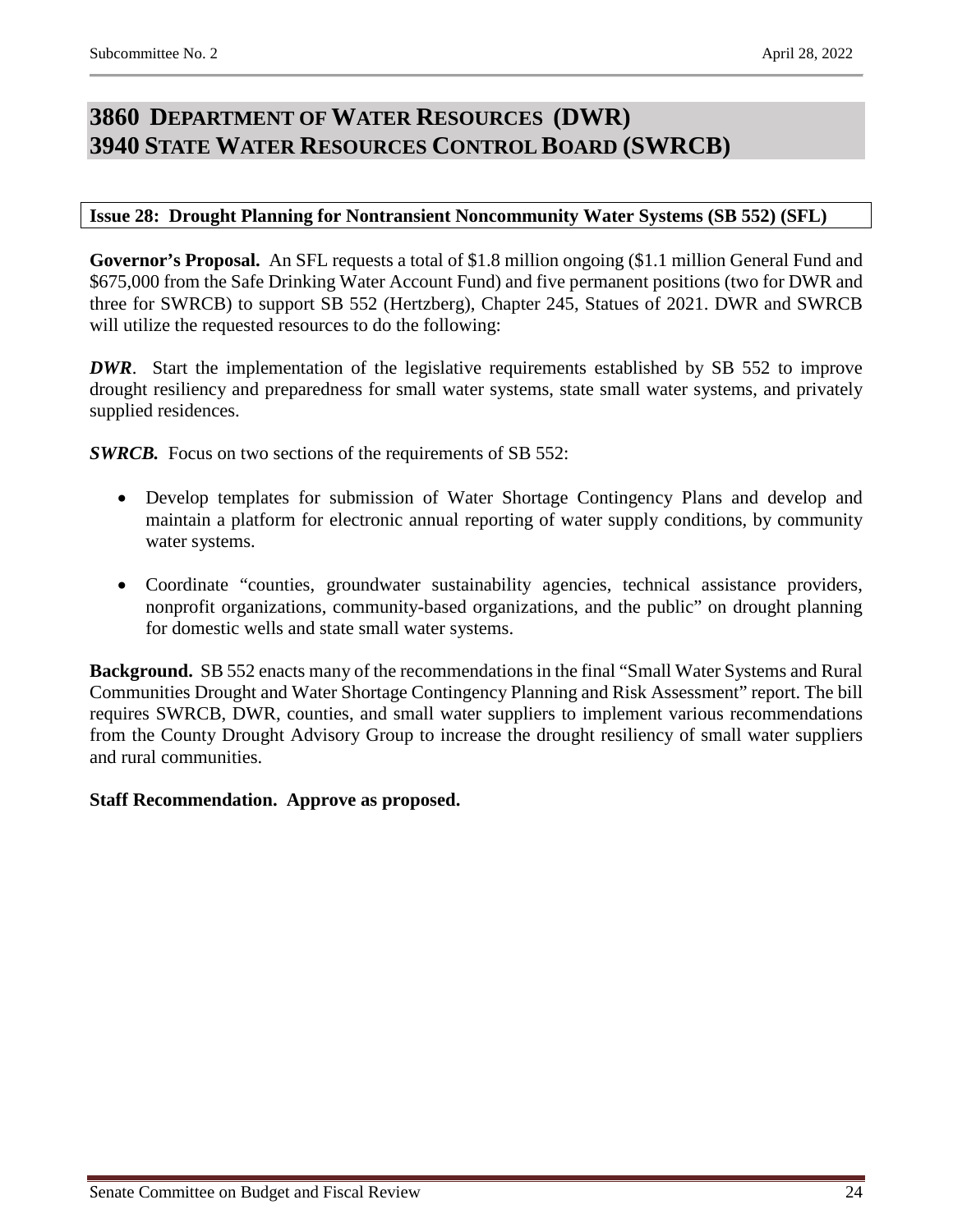# 3860 DEPARTMENT OF WATER RESOURCES (DWR)
# 3940 STATE WATER RESOURCES CONTROL BOARD (SWRCB)

**Issue 28: Drought Planning for Nontransient Noncommunity Water Systems (SB 552) (SFL)**

**Governor's Proposal.** An SFL requests a total of $1.8 million ongoing ($1.1 million General Fund and $675,000 from the Safe Drinking Water Account Fund) and five permanent positions (two for DWR and three for SWRCB) to support SB 552 (Hertzberg), Chapter 245, Statues of 2021. DWR and SWRCB will utilize the requested resources to do the following:

***DWR***. Start the implementation of the legislative requirements established by SB 552 to improve drought resiliency and preparedness for small water systems, state small water systems, and privately supplied residences.

***SWRCB.*** Focus on two sections of the requirements of SB 552:

- Develop templates for submission of Water Shortage Contingency Plans and develop and maintain a platform for electronic annual reporting of water supply conditions, by community water systems.
- Coordinate "counties, groundwater sustainability agencies, technical assistance providers, nonprofit organizations, community-based organizations, and the public" on drought planning for domestic wells and state small water systems.

**Background.** SB 552 enacts many of the recommendations in the final "Small Water Systems and Rural Communities Drought and Water Shortage Contingency Planning and Risk Assessment" report. The bill requires SWRCB, DWR, counties, and small water suppliers to implement various recommendations from the County Drought Advisory Group to increase the drought resiliency of small water suppliers and rural communities.

**Staff Recommendation. Approve as proposed.**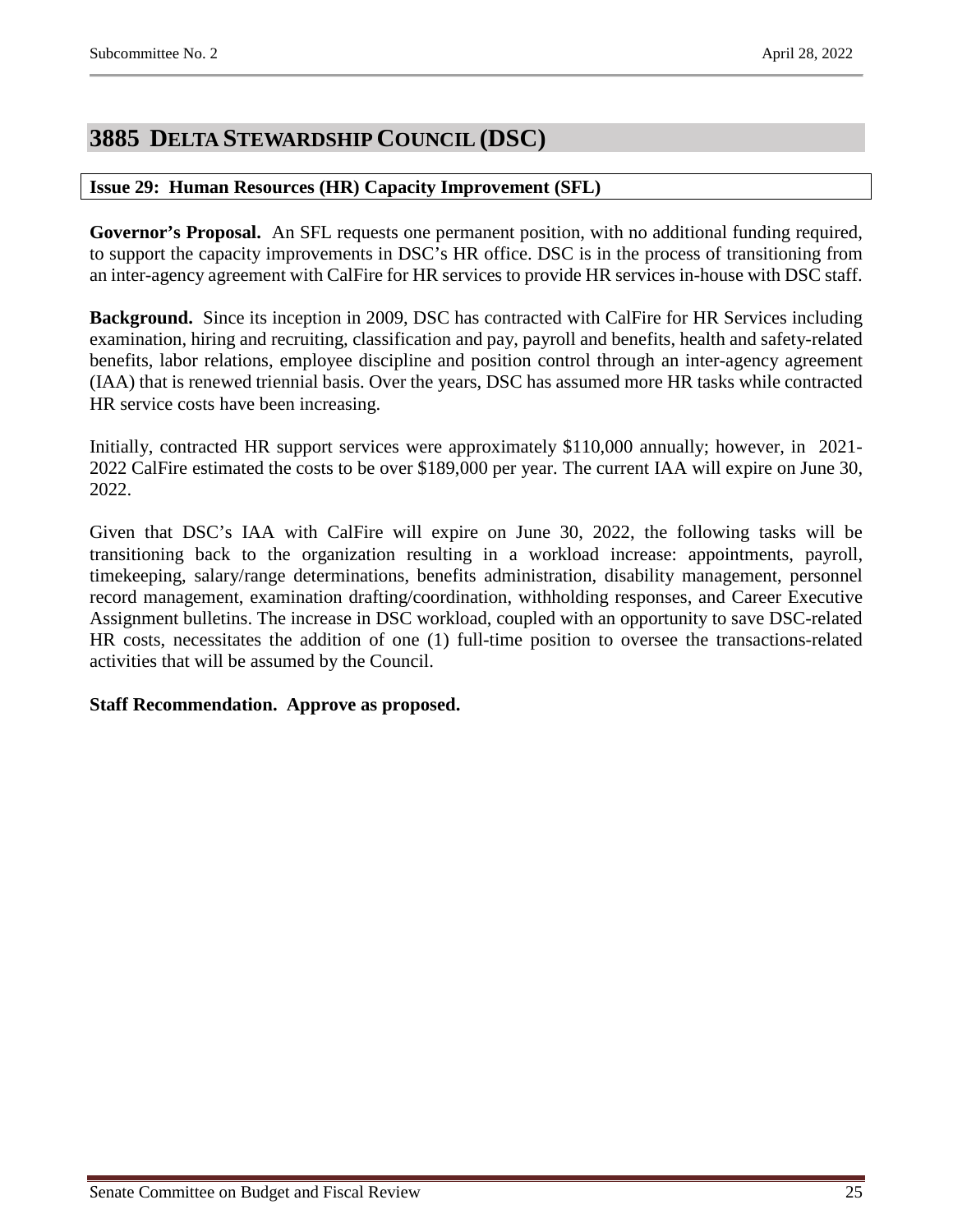# 3885 DELTA STEWARDSHIP COUNCIL (DSC)

**Issue 29: Human Resources (HR) Capacity Improvement (SFL)**

**Governor's Proposal.** An SFL requests one permanent position, with no additional funding required, to support the capacity improvements in DSC's HR office. DSC is in the process of transitioning from an inter-agency agreement with CalFire for HR services to provide HR services in-house with DSC staff.

**Background.** Since its inception in 2009, DSC has contracted with CalFire for HR Services including examination, hiring and recruiting, classification and pay, payroll and benefits, health and safety-related benefits, labor relations, employee discipline and position control through an inter-agency agreement (IAA) that is renewed triennial basis. Over the years, DSC has assumed more HR tasks while contracted HR service costs have been increasing.

Initially, contracted HR support services were approximately $110,000 annually; however, in 2021-2022 CalFire estimated the costs to be over $189,000 per year. The current IAA will expire on June 30, 2022.

Given that DSC's IAA with CalFire will expire on June 30, 2022, the following tasks will be transitioning back to the organization resulting in a workload increase: appointments, payroll, timekeeping, salary/range determinations, benefits administration, disability management, personnel record management, examination drafting/coordination, withholding responses, and Career Executive Assignment bulletins. The increase in DSC workload, coupled with an opportunity to save DSC-related HR costs, necessitates the addition of one (1) full-time position to oversee the transactions-related activities that will be assumed by the Council.

**Staff Recommendation. Approve as proposed.**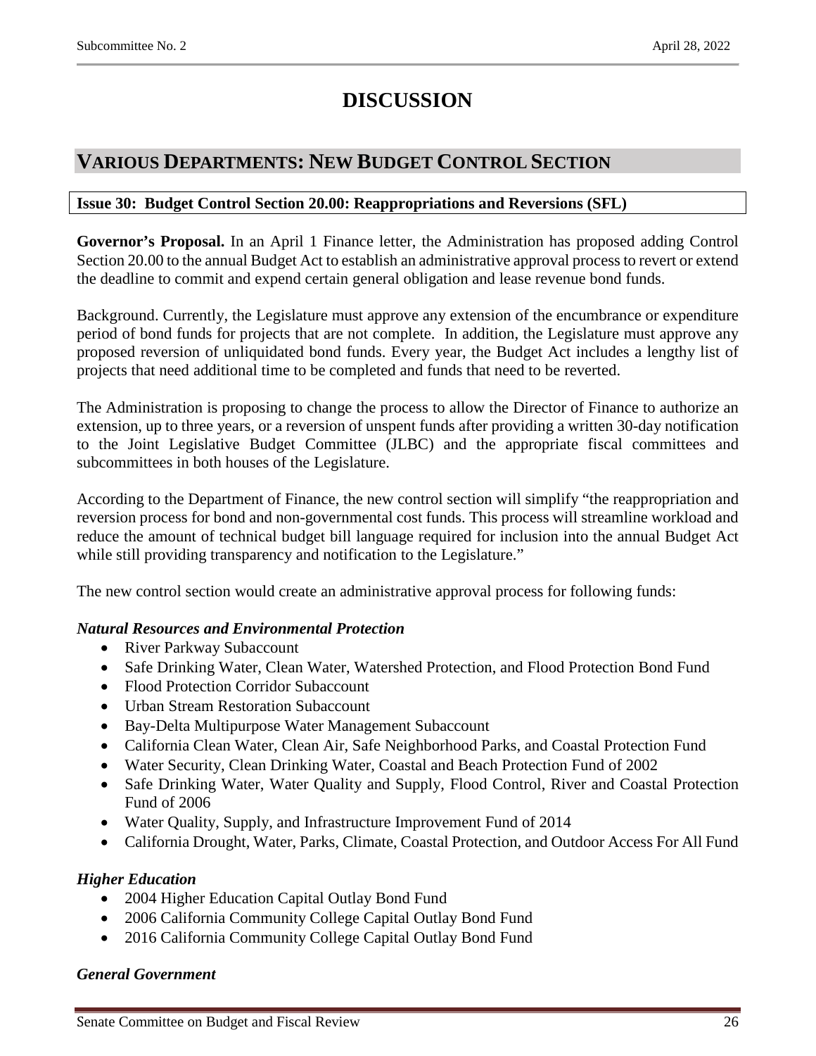# DISCUSSION

## VARIOUS DEPARTMENTS: NEW BUDGET CONTROL SECTION

**Issue 30: Budget Control Section 20.00: Reappropriations and Reversions (SFL)**

**Governor's Proposal.** In an April 1 Finance letter, the Administration has proposed adding Control Section 20.00 to the annual Budget Act to establish an administrative approval process to revert or extend the deadline to commit and expend certain general obligation and lease revenue bond funds.

Background. Currently, the Legislature must approve any extension of the encumbrance or expenditure period of bond funds for projects that are not complete. In addition, the Legislature must approve any proposed reversion of unliquidated bond funds. Every year, the Budget Act includes a lengthy list of projects that need additional time to be completed and funds that need to be reverted.

The Administration is proposing to change the process to allow the Director of Finance to authorize an extension, up to three years, or a reversion of unspent funds after providing a written 30-day notification to the Joint Legislative Budget Committee (JLBC) and the appropriate fiscal committees and subcommittees in both houses of the Legislature.

According to the Department of Finance, the new control section will simplify "the reappropriation and reversion process for bond and non-governmental cost funds. This process will streamline workload and reduce the amount of technical budget bill language required for inclusion into the annual Budget Act while still providing transparency and notification to the Legislature."

The new control section would create an administrative approval process for following funds:

***Natural Resources and Environmental Protection***

- River Parkway Subaccount
- Safe Drinking Water, Clean Water, Watershed Protection, and Flood Protection Bond Fund
- Flood Protection Corridor Subaccount
- Urban Stream Restoration Subaccount
- Bay-Delta Multipurpose Water Management Subaccount
- California Clean Water, Clean Air, Safe Neighborhood Parks, and Coastal Protection Fund
- Water Security, Clean Drinking Water, Coastal and Beach Protection Fund of 2002
- Safe Drinking Water, Water Quality and Supply, Flood Control, River and Coastal Protection Fund of 2006
- Water Quality, Supply, and Infrastructure Improvement Fund of 2014
- California Drought, Water, Parks, Climate, Coastal Protection, and Outdoor Access For All Fund

***Higher Education***

- 2004 Higher Education Capital Outlay Bond Fund
- 2006 California Community College Capital Outlay Bond Fund
- 2016 California Community College Capital Outlay Bond Fund

***General Government***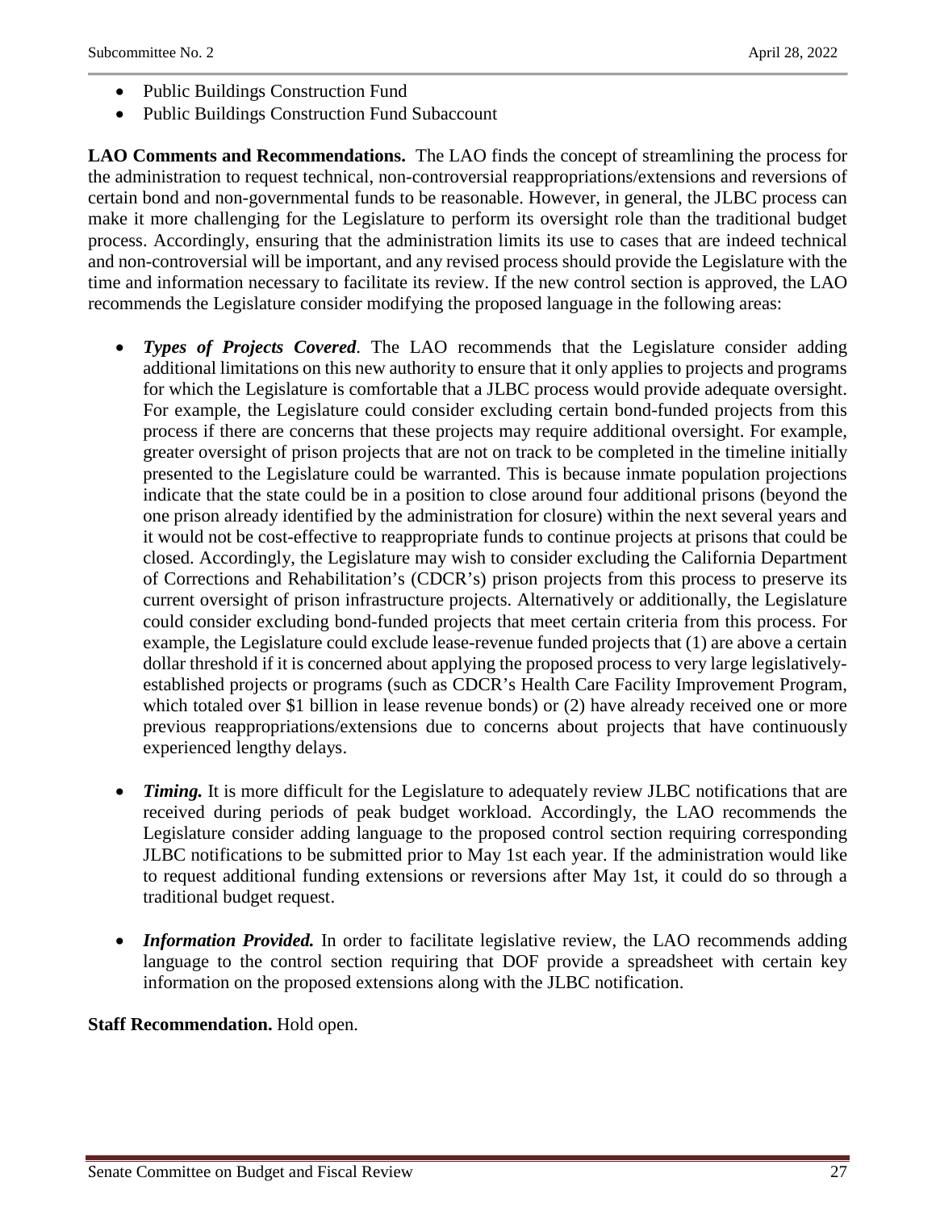- Public Buildings Construction Fund
- Public Buildings Construction Fund Subaccount

**LAO Comments and Recommendations.** The LAO finds the concept of streamlining the process for the administration to request technical, non-controversial reappropriations/extensions and reversions of certain bond and non-governmental funds to be reasonable. However, in general, the JLBC process can make it more challenging for the Legislature to perform its oversight role than the traditional budget process. Accordingly, ensuring that the administration limits its use to cases that are indeed technical and non-controversial will be important, and any revised process should provide the Legislature with the time and information necessary to facilitate its review. If the new control section is approved, the LAO recommends the Legislature consider modifying the proposed language in the following areas:

- ***Types of Projects Covered***. The LAO recommends that the Legislature consider adding additional limitations on this new authority to ensure that it only applies to projects and programs for which the Legislature is comfortable that a JLBC process would provide adequate oversight. For example, the Legislature could consider excluding certain bond-funded projects from this process if there are concerns that these projects may require additional oversight. For example, greater oversight of prison projects that are not on track to be completed in the timeline initially presented to the Legislature could be warranted. This is because inmate population projections indicate that the state could be in a position to close around four additional prisons (beyond the one prison already identified by the administration for closure) within the next several years and it would not be cost-effective to reappropriate funds to continue projects at prisons that could be closed. Accordingly, the Legislature may wish to consider excluding the California Department of Corrections and Rehabilitation's (CDCR's) prison projects from this process to preserve its current oversight of prison infrastructure projects. Alternatively or additionally, the Legislature could consider excluding bond-funded projects that meet certain criteria from this process. For example, the Legislature could exclude lease-revenue funded projects that (1) are above a certain dollar threshold if it is concerned about applying the proposed process to very large legislatively-established projects or programs (such as CDCR's Health Care Facility Improvement Program, which totaled over $1 billion in lease revenue bonds) or (2) have already received one or more previous reappropriations/extensions due to concerns about projects that have continuously experienced lengthy delays.

- ***Timing.*** It is more difficult for the Legislature to adequately review JLBC notifications that are received during periods of peak budget workload. Accordingly, the LAO recommends the Legislature consider adding language to the proposed control section requiring corresponding JLBC notifications to be submitted prior to May 1st each year. If the administration would like to request additional funding extensions or reversions after May 1st, it could do so through a traditional budget request.

- ***Information Provided.*** In order to facilitate legislative review, the LAO recommends adding language to the control section requiring that DOF provide a spreadsheet with certain key information on the proposed extensions along with the JLBC notification.

**Staff Recommendation.** Hold open.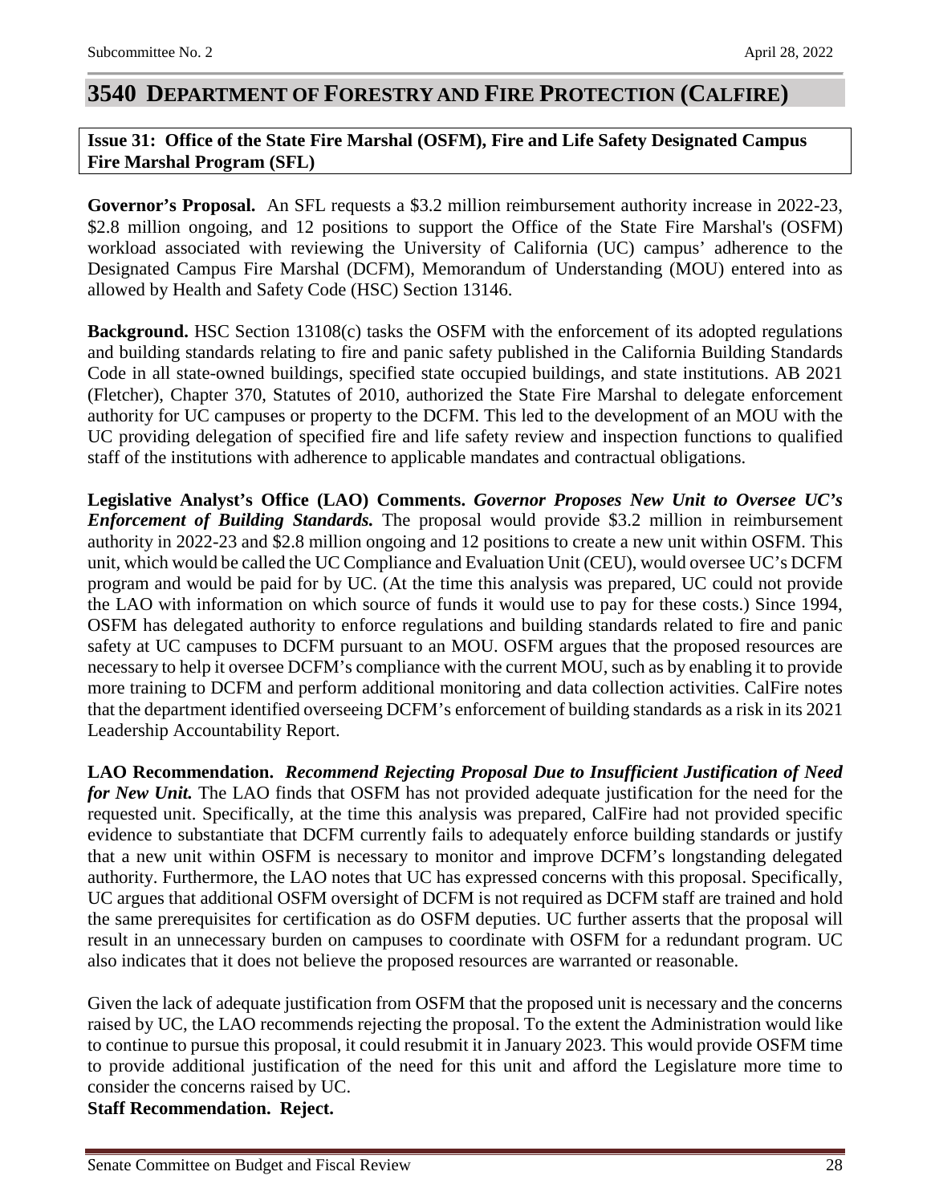# 3540 DEPARTMENT OF FORESTRY AND FIRE PROTECTION (CALFIRE)

**Issue 31: Office of the State Fire Marshal (OSFM), Fire and Life Safety Designated Campus Fire Marshal Program (SFL)**

**Governor's Proposal.** An SFL requests a \$3.2 million reimbursement authority increase in 2022-23, \$2.8 million ongoing, and 12 positions to support the Office of the State Fire Marshal's (OSFM) workload associated with reviewing the University of California (UC) campus' adherence to the Designated Campus Fire Marshal (DCFM), Memorandum of Understanding (MOU) entered into as allowed by Health and Safety Code (HSC) Section 13146.

**Background.** HSC Section 13108(c) tasks the OSFM with the enforcement of its adopted regulations and building standards relating to fire and panic safety published in the California Building Standards Code in all state-owned buildings, specified state occupied buildings, and state institutions. AB 2021 (Fletcher), Chapter 370, Statutes of 2010, authorized the State Fire Marshal to delegate enforcement authority for UC campuses or property to the DCFM. This led to the development of an MOU with the UC providing delegation of specified fire and life safety review and inspection functions to qualified staff of the institutions with adherence to applicable mandates and contractual obligations.

**Legislative Analyst's Office (LAO) Comments.** ***Governor Proposes New Unit to Oversee UC's Enforcement of Building Standards.*** The proposal would provide \$3.2 million in reimbursement authority in 2022-23 and \$2.8 million ongoing and 12 positions to create a new unit within OSFM. This unit, which would be called the UC Compliance and Evaluation Unit (CEU), would oversee UC's DCFM program and would be paid for by UC. (At the time this analysis was prepared, UC could not provide the LAO with information on which source of funds it would use to pay for these costs.) Since 1994, OSFM has delegated authority to enforce regulations and building standards related to fire and panic safety at UC campuses to DCFM pursuant to an MOU. OSFM argues that the proposed resources are necessary to help it oversee DCFM's compliance with the current MOU, such as by enabling it to provide more training to DCFM and perform additional monitoring and data collection activities. CalFire notes that the department identified overseeing DCFM's enforcement of building standards as a risk in its 2021 Leadership Accountability Report.

**LAO Recommendation.** ***Recommend Rejecting Proposal Due to Insufficient Justification of Need for New Unit.*** The LAO finds that OSFM has not provided adequate justification for the need for the requested unit. Specifically, at the time this analysis was prepared, CalFire had not provided specific evidence to substantiate that DCFM currently fails to adequately enforce building standards or justify that a new unit within OSFM is necessary to monitor and improve DCFM's longstanding delegated authority. Furthermore, the LAO notes that UC has expressed concerns with this proposal. Specifically, UC argues that additional OSFM oversight of DCFM is not required as DCFM staff are trained and hold the same prerequisites for certification as do OSFM deputies. UC further asserts that the proposal will result in an unnecessary burden on campuses to coordinate with OSFM for a redundant program. UC also indicates that it does not believe the proposed resources are warranted or reasonable.

Given the lack of adequate justification from OSFM that the proposed unit is necessary and the concerns raised by UC, the LAO recommends rejecting the proposal. To the extent the Administration would like to continue to pursue this proposal, it could resubmit it in January 2023. This would provide OSFM time to provide additional justification of the need for this unit and afford the Legislature more time to consider the concerns raised by UC.

**Staff Recommendation. Reject.**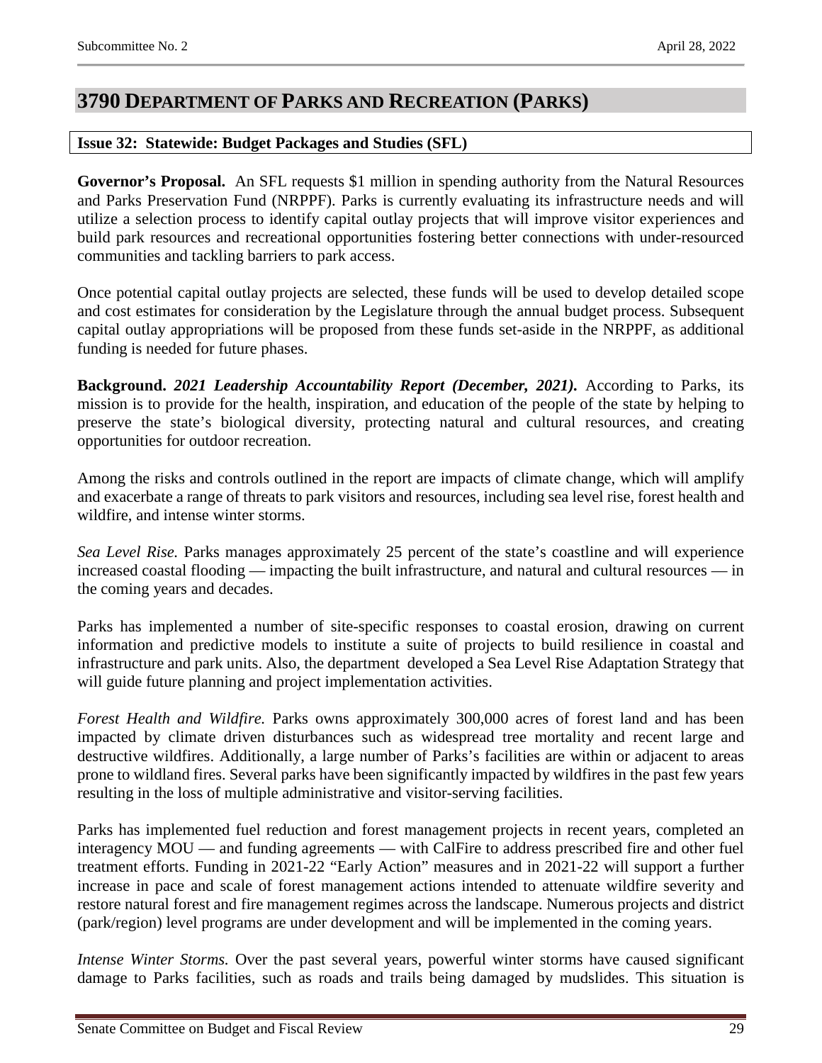## 3790 Department of Parks and Recreation (Parks)

### Issue 32: Statewide: Budget Packages and Studies (SFL)

**Governor's Proposal.** An SFL requests $1 million in spending authority from the Natural Resources and Parks Preservation Fund (NRPPF). Parks is currently evaluating its infrastructure needs and will utilize a selection process to identify capital outlay projects that will improve visitor experiences and build park resources and recreational opportunities fostering better connections with under-resourced communities and tackling barriers to park access.

Once potential capital outlay projects are selected, these funds will be used to develop detailed scope and cost estimates for consideration by the Legislature through the annual budget process. Subsequent capital outlay appropriations will be proposed from these funds set-aside in the NRPPF, as additional funding is needed for future phases.

**Background.** ***2021 Leadership Accountability Report (December, 2021).*** According to Parks, its mission is to provide for the health, inspiration, and education of the people of the state by helping to preserve the state's biological diversity, protecting natural and cultural resources, and creating opportunities for outdoor recreation.

Among the risks and controls outlined in the report are impacts of climate change, which will amplify and exacerbate a range of threats to park visitors and resources, including sea level rise, forest health and wildfire, and intense winter storms.

*Sea Level Rise.* Parks manages approximately 25 percent of the state's coastline and will experience increased coastal flooding — impacting the built infrastructure, and natural and cultural resources — in the coming years and decades.

Parks has implemented a number of site-specific responses to coastal erosion, drawing on current information and predictive models to institute a suite of projects to build resilience in coastal and infrastructure and park units. Also, the department developed a Sea Level Rise Adaptation Strategy that will guide future planning and project implementation activities.

*Forest Health and Wildfire.* Parks owns approximately 300,000 acres of forest land and has been impacted by climate driven disturbances such as widespread tree mortality and recent large and destructive wildfires. Additionally, a large number of Parks's facilities are within or adjacent to areas prone to wildland fires. Several parks have been significantly impacted by wildfires in the past few years resulting in the loss of multiple administrative and visitor-serving facilities.

Parks has implemented fuel reduction and forest management projects in recent years, completed an interagency MOU — and funding agreements — with CalFire to address prescribed fire and other fuel treatment efforts. Funding in 2021-22 "Early Action" measures and in 2021-22 will support a further increase in pace and scale of forest management actions intended to attenuate wildfire severity and restore natural forest and fire management regimes across the landscape. Numerous projects and district (park/region) level programs are under development and will be implemented in the coming years.

*Intense Winter Storms.* Over the past several years, powerful winter storms have caused significant damage to Parks facilities, such as roads and trails being damaged by mudslides. This situation is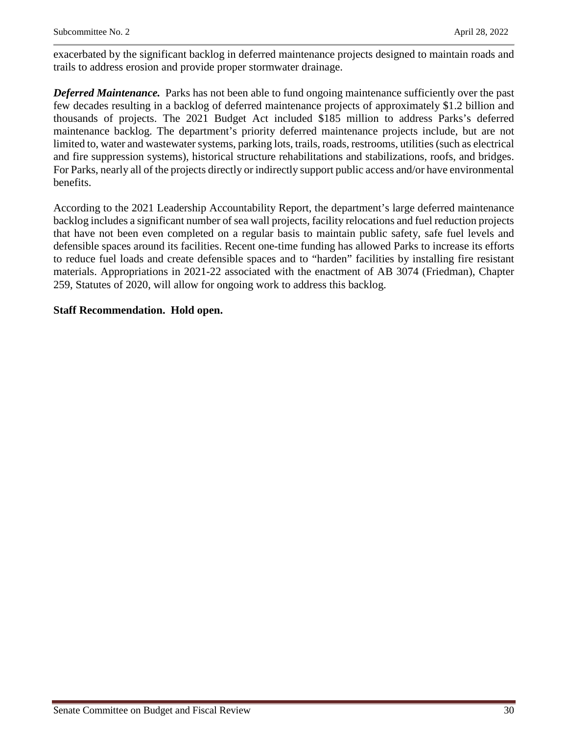exacerbated by the significant backlog in deferred maintenance projects designed to maintain roads and trails to address erosion and provide proper stormwater drainage.

***Deferred Maintenance.*** Parks has not been able to fund ongoing maintenance sufficiently over the past few decades resulting in a backlog of deferred maintenance projects of approximately $1.2 billion and thousands of projects. The 2021 Budget Act included $185 million to address Parks's deferred maintenance backlog. The department's priority deferred maintenance projects include, but are not limited to, water and wastewater systems, parking lots, trails, roads, restrooms, utilities (such as electrical and fire suppression systems), historical structure rehabilitations and stabilizations, roofs, and bridges. For Parks, nearly all of the projects directly or indirectly support public access and/or have environmental benefits.

According to the 2021 Leadership Accountability Report, the department's large deferred maintenance backlog includes a significant number of sea wall projects, facility relocations and fuel reduction projects that have not been even completed on a regular basis to maintain public safety, safe fuel levels and defensible spaces around its facilities. Recent one-time funding has allowed Parks to increase its efforts to reduce fuel loads and create defensible spaces and to "harden" facilities by installing fire resistant materials. Appropriations in 2021-22 associated with the enactment of AB 3074 (Friedman), Chapter 259, Statutes of 2020, will allow for ongoing work to address this backlog.

**Staff Recommendation. Hold open.**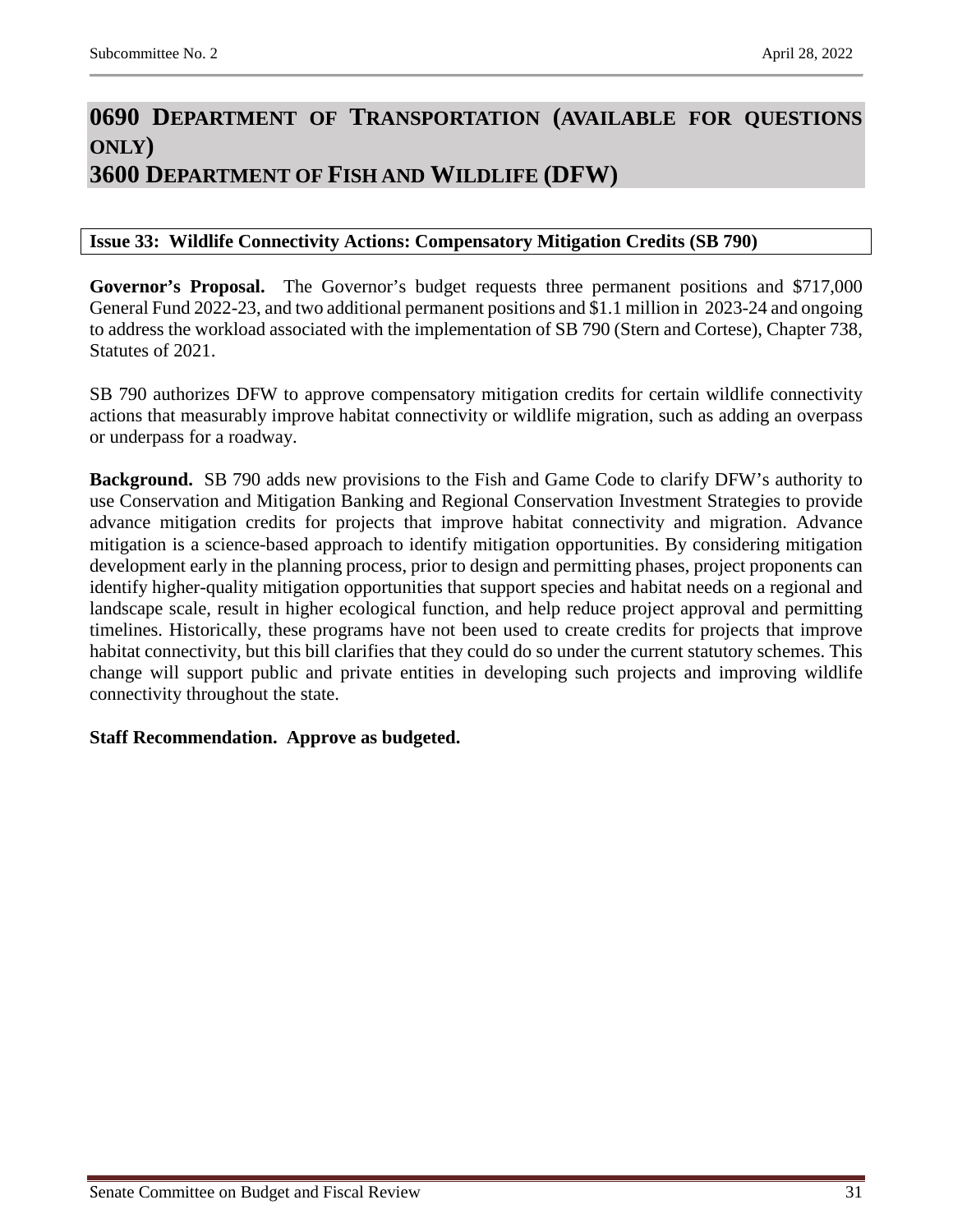# 0690 Department of Transportation (available for questions only)
# 3600 Department of Fish and Wildlife (DFW)

**Issue 33: Wildlife Connectivity Actions: Compensatory Mitigation Credits (SB 790)**

**Governor's Proposal.** The Governor's budget requests three permanent positions and $717,000 General Fund 2022-23, and two additional permanent positions and $1.1 million in 2023-24 and ongoing to address the workload associated with the implementation of SB 790 (Stern and Cortese), Chapter 738, Statutes of 2021.

SB 790 authorizes DFW to approve compensatory mitigation credits for certain wildlife connectivity actions that measurably improve habitat connectivity or wildlife migration, such as adding an overpass or underpass for a roadway.

**Background.** SB 790 adds new provisions to the Fish and Game Code to clarify DFW's authority to use Conservation and Mitigation Banking and Regional Conservation Investment Strategies to provide advance mitigation credits for projects that improve habitat connectivity and migration. Advance mitigation is a science-based approach to identify mitigation opportunities. By considering mitigation development early in the planning process, prior to design and permitting phases, project proponents can identify higher-quality mitigation opportunities that support species and habitat needs on a regional and landscape scale, result in higher ecological function, and help reduce project approval and permitting timelines. Historically, these programs have not been used to create credits for projects that improve habitat connectivity, but this bill clarifies that they could do so under the current statutory schemes. This change will support public and private entities in developing such projects and improving wildlife connectivity throughout the state.

**Staff Recommendation. Approve as budgeted.**